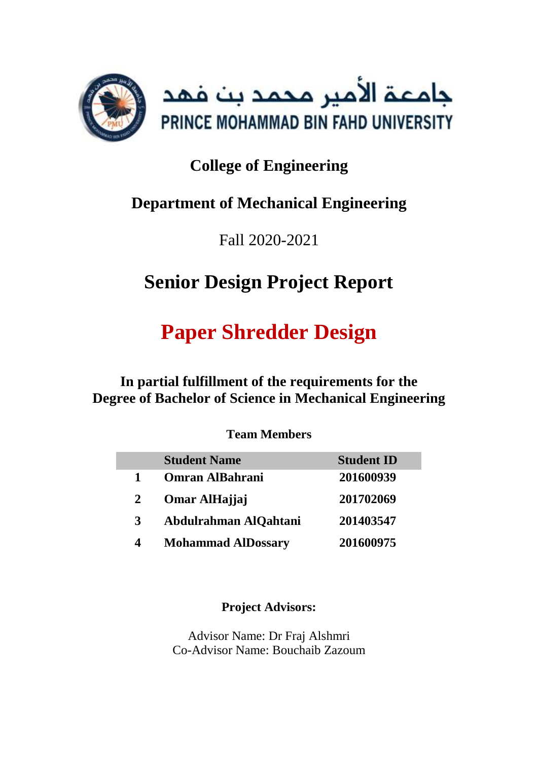جامعة الأمير محمد بن فهد

PRINCE MOHAMMAD BIN FAHD UNIVERSITY

## College of Engineering

## Department of Mechanical Engineering

Fall 2020-2021

# Senior Design Project Report

# Paper Shredder Design

**In partial fulfillment of the requirements for the Degree of Bachelor of Science in Mechanical Engineering**

**Team Members**

| | Student Name | Student ID |
|---|---|---|
| 1 | Omran AlBahrani | 201600939 |
| 2 | Omar AlHajjaj | 201702069 |
| 3 | Abdulrahman AlQahtani | 201403547 |
| 4 | Mohammad AlDossary | 201600975 |

**Project Advisors:**

Advisor Name: Dr Fraj Alshmri
Co-Advisor Name: Bouchaib Zazoum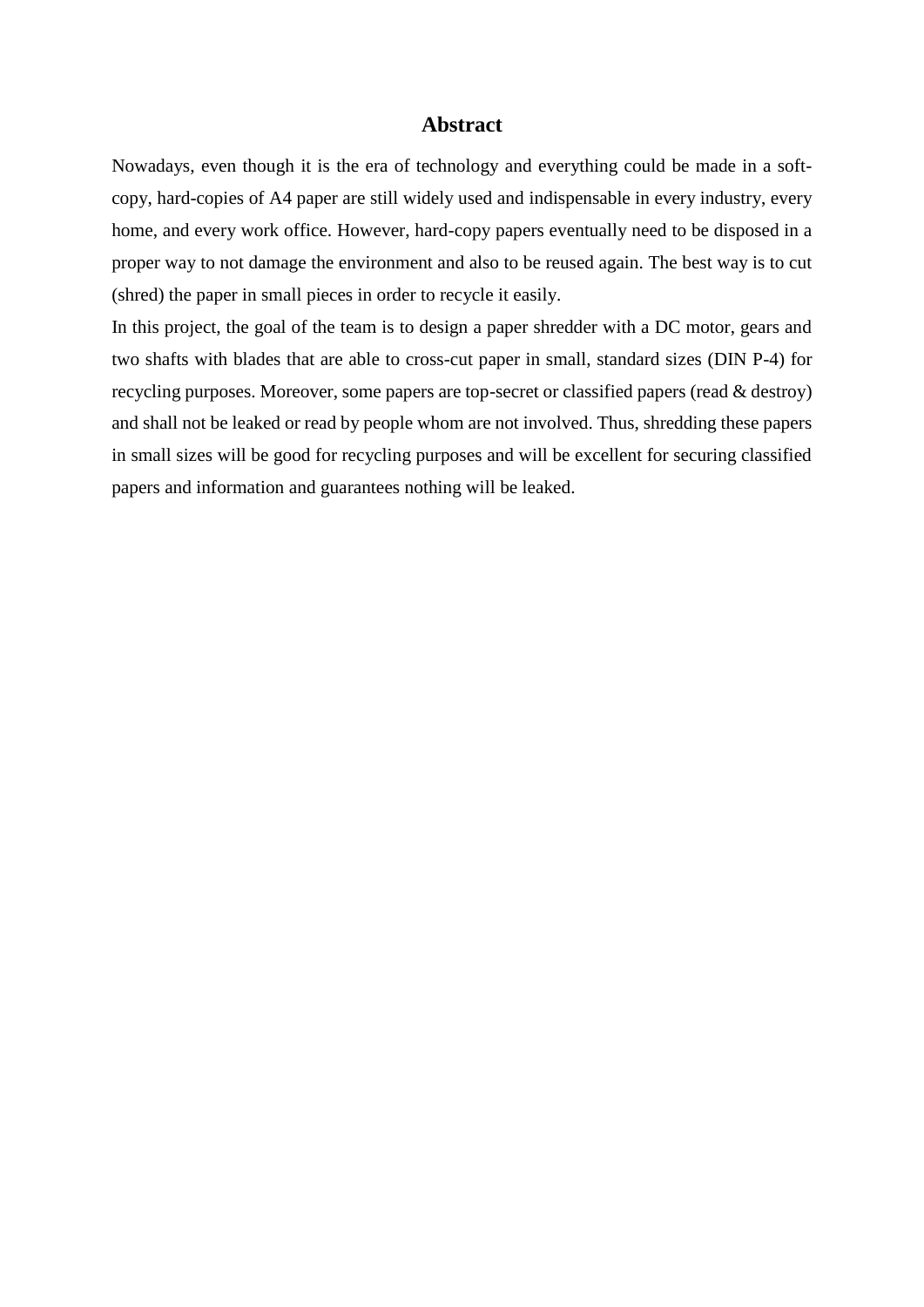# Abstract

Nowadays, even though it is the era of technology and everything could be made in a soft-copy, hard-copies of A4 paper are still widely used and indispensable in every industry, every home, and every work office. However, hard-copy papers eventually need to be disposed in a proper way to not damage the environment and also to be reused again. The best way is to cut (shred) the paper in small pieces in order to recycle it easily.

In this project, the goal of the team is to design a paper shredder with a DC motor, gears and two shafts with blades that are able to cross-cut paper in small, standard sizes (DIN P-4) for recycling purposes. Moreover, some papers are top-secret or classified papers (read & destroy) and shall not be leaked or read by people whom are not involved. Thus, shredding these papers in small sizes will be good for recycling purposes and will be excellent for securing classified papers and information and guarantees nothing will be leaked.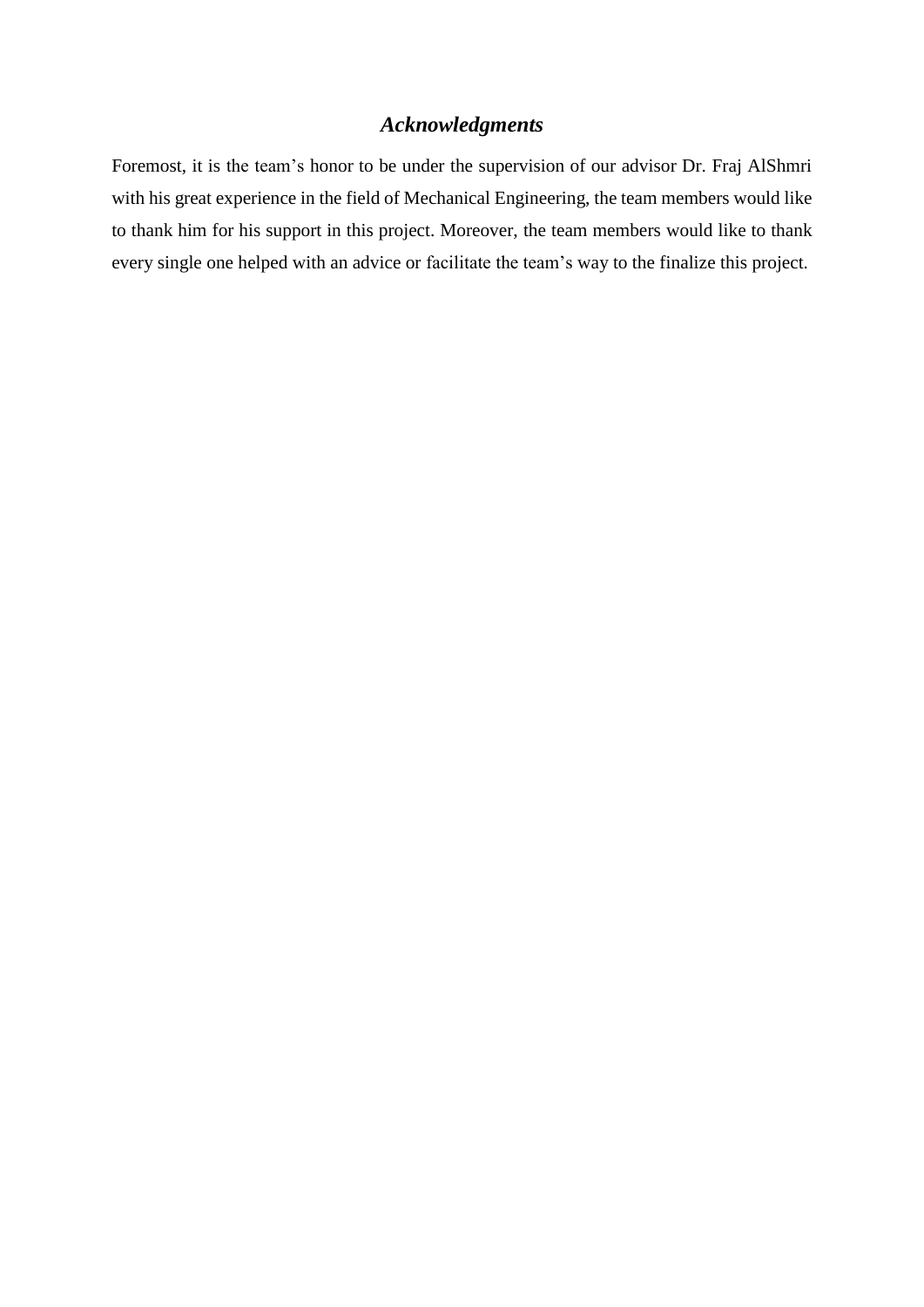# *Acknowledgments*

Foremost, it is the team's honor to be under the supervision of our advisor Dr. Fraj AlShmri with his great experience in the field of Mechanical Engineering, the team members would like to thank him for his support in this project. Moreover, the team members would like to thank every single one helped with an advice or facilitate the team's way to the finalize this project.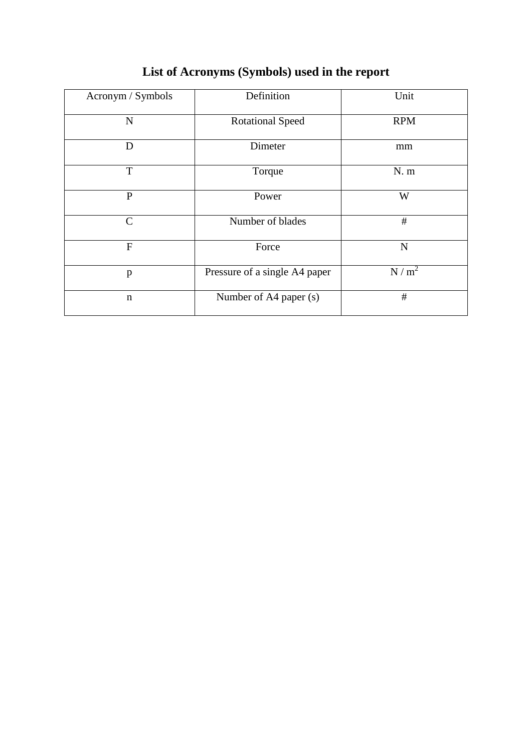# List of Acronyms (Symbols) used in the report

| Acronym / Symbols | Definition | Unit |
|---|---|---|
| N | Rotational Speed | RPM |
| D | Dimeter | mm |
| T | Torque | N. m |
| P | Power | W |
| C | Number of blades | # |
| F | Force | N |
| p | Pressure of a single A4 paper | $N / m^2$ |
| n | Number of A4 paper (s) | # |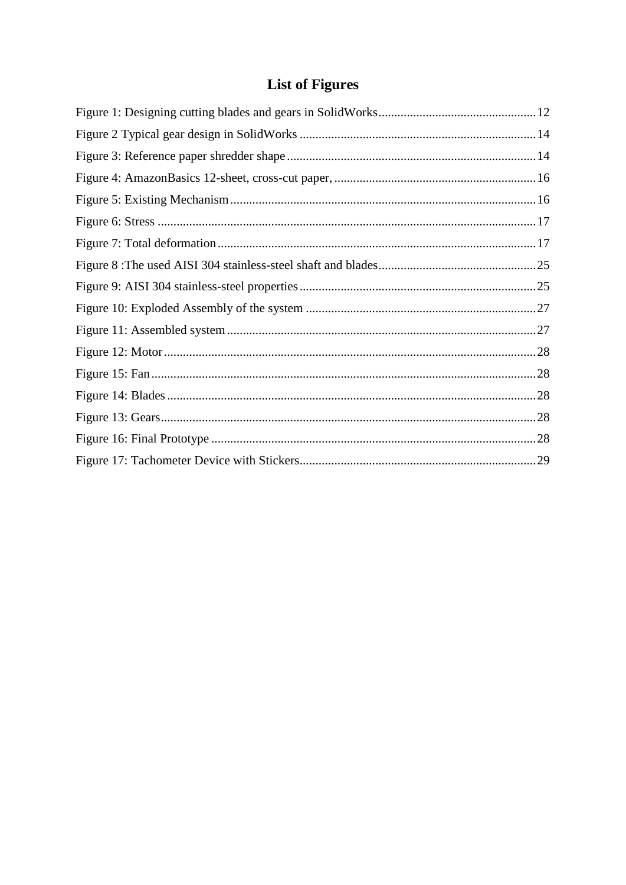# List of Figures

Figure 1: Designing cutting blades and gears in SolidWorks....12

Figure 2 Typical gear design in SolidWorks....14

Figure 3: Reference paper shredder shape....14

Figure 4: AmazonBasics 12-sheet, cross-cut paper,....16

Figure 5: Existing Mechanism....16

Figure 6: Stress....17

Figure 7: Total deformation....17

Figure 8 :The used AISI 304 stainless-steel shaft and blades....25

Figure 9: AISI 304 stainless-steel properties....25

Figure 10: Exploded Assembly of the system....27

Figure 11: Assembled system....27

Figure 12: Motor....28

Figure 15: Fan....28

Figure 14: Blades....28

Figure 13: Gears....28

Figure 16: Final Prototype....28

Figure 17: Tachometer Device with Stickers....29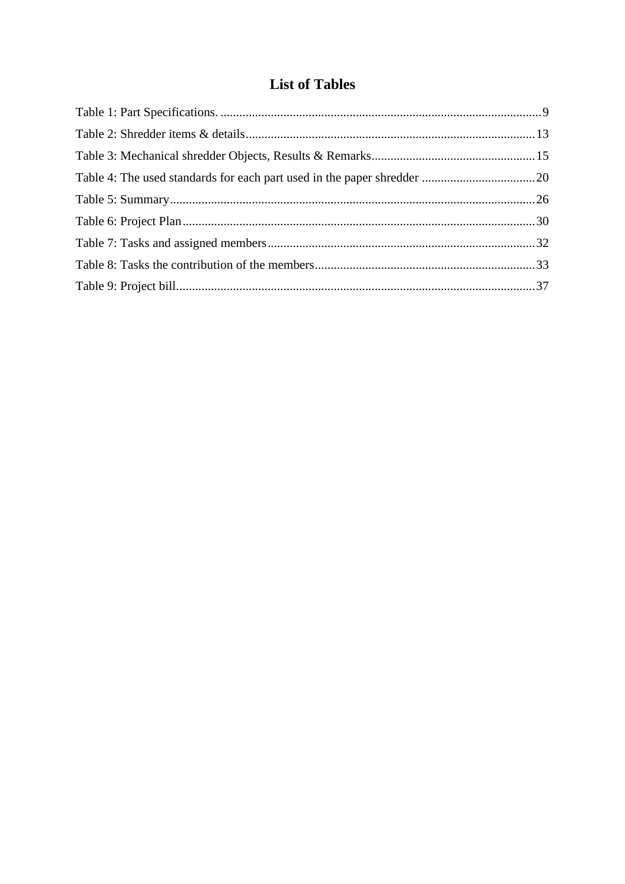# List of Tables

Table 1: Part Specifications. ....................................................................................................9

Table 2: Shredder items & details..........................................................................................13

Table 3: Mechanical shredder Objects, Results & Remarks..................................................15

Table 4: The used standards for each part used in the paper shredder ..................................20

Table 5: Summary..................................................................................................................26

Table 6: Project Plan..............................................................................................................30

Table 7: Tasks and assigned members...................................................................................32

Table 8: Tasks the contribution of the members....................................................................33

Table 9: Project bill.................................................................................................................37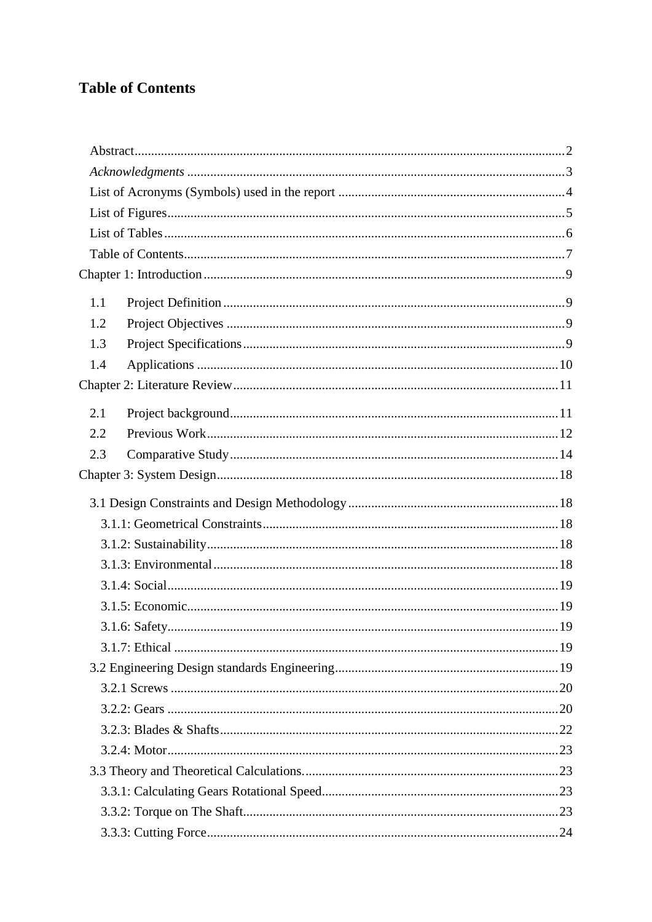## Table of Contents

Abstract ........................................................................................................................ 2
*Acknowledgments* ....................................................................................................... 3
List of Acronyms (Symbols) used in the report ........................................................... 4
List of Figures ............................................................................................................... 5
List of Tables ................................................................................................................ 6
Table of Contents .......................................................................................................... 7
Chapter 1: Introduction ................................................................................................. 9
1.1 Project Definition ..................................................................................................... 9
1.2 Project Objectives .................................................................................................... 9
1.3 Project Specifications ............................................................................................... 9
1.4 Applications ............................................................................................................ 10
Chapter 2: Literature Review ....................................................................................... 11
2.1 Project background ................................................................................................. 11
2.2 Previous Work ......................................................................................................... 12
2.3 Comparative Study .................................................................................................. 14
Chapter 3: System Design ............................................................................................ 18
3.1 Design Constraints and Design Methodology ......................................................... 18
3.1.1: Geometrical Constraints ....................................................................................... 18
3.1.2: Sustainability ........................................................................................................ 18
3.1.3: Environmental ...................................................................................................... 18
3.1.4: Social .................................................................................................................... 19
3.1.5: Economic .............................................................................................................. 19
3.1.6: Safety .................................................................................................................... 19
3.1.7: Ethical .................................................................................................................. 19
3.2 Engineering Design standards Engineering ............................................................. 19
3.2.1 Screws .................................................................................................................... 20
3.2.2: Gears ..................................................................................................................... 20
3.2.3: Blades & Shafts .................................................................................................... 22
3.2.4: Motor .................................................................................................................... 23
3.3 Theory and Theoretical Calculations. ....................................................................... 23
3.3.1: Calculating Gears Rotational Speed ...................................................................... 23
3.3.2: Torque on The Shaft .............................................................................................. 23
3.3.3: Cutting Force ......................................................................................................... 24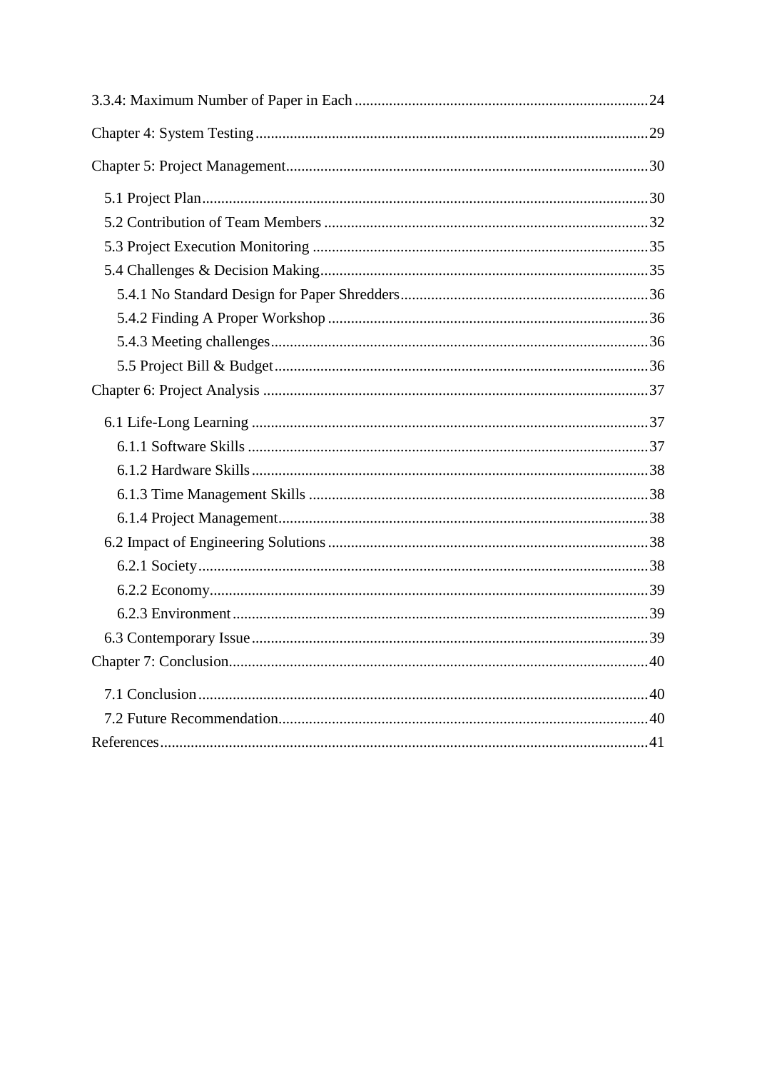3.3.4: Maximum Number of Paper in Each ........................................................................ 24

Chapter 4: System Testing ........................................................................................... 29

Chapter 5: Project Management .................................................................................. 30

- 5.1 Project Plan ......................................................................................................... 30
- 5.2 Contribution of Team Members ......................................................................... 32
- 5.3 Project Execution Monitoring ............................................................................ 35
- 5.4 Challenges & Decision Making .......................................................................... 35
  - 5.4.1 No Standard Design for Paper Shredders ..................................................... 36
  - 5.4.2 Finding A Proper Workshop ......................................................................... 36
  - 5.4.3 Meeting challenges ....................................................................................... 36
  - 5.5 Project Bill & Budget ..................................................................................... 36

Chapter 6: Project Analysis ........................................................................................... 37

- 6.1 Life-Long Learning ............................................................................................ 37
  - 6.1.1 Software Skills .............................................................................................. 37
  - 6.1.2 Hardware Skills ............................................................................................ 38
  - 6.1.3 Time Management Skills .............................................................................. 38
  - 6.1.4 Project Management ..................................................................................... 38
- 6.2 Impact of Engineering Solutions ........................................................................ 38
  - 6.2.1 Society ........................................................................................................... 38
  - 6.2.2 Economy ........................................................................................................ 39
  - 6.2.3 Environment .................................................................................................. 39
- 6.3 Contemporary Issue ............................................................................................ 39

Chapter 7: Conclusion ................................................................................................... 40

- 7.1 Conclusion .......................................................................................................... 40
- 7.2 Future Recommendation ..................................................................................... 40

References ..................................................................................................................... 41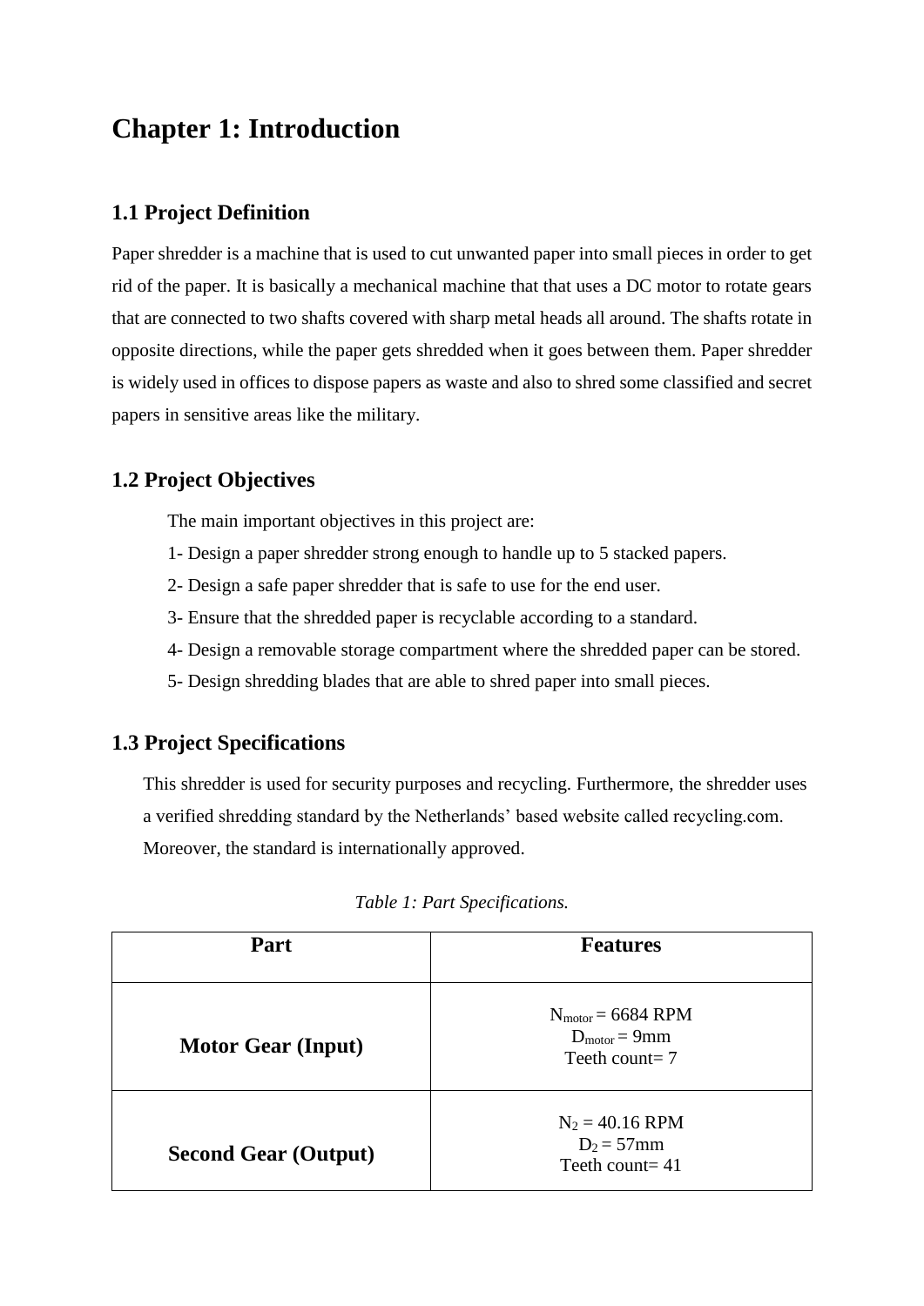# Chapter 1: Introduction

## 1.1 Project Definition

Paper shredder is a machine that is used to cut unwanted paper into small pieces in order to get rid of the paper. It is basically a mechanical machine that that uses a DC motor to rotate gears that are connected to two shafts covered with sharp metal heads all around. The shafts rotate in opposite directions, while the paper gets shredded when it goes between them. Paper shredder is widely used in offices to dispose papers as waste and also to shred some classified and secret papers in sensitive areas like the military.

## 1.2 Project Objectives

The main important objectives in this project are:

1- Design a paper shredder strong enough to handle up to 5 stacked papers.

2- Design a safe paper shredder that is safe to use for the end user.

3- Ensure that the shredded paper is recyclable according to a standard.

4- Design a removable storage compartment where the shredded paper can be stored.

5- Design shredding blades that are able to shred paper into small pieces.

## 1.3 Project Specifications

This shredder is used for security purposes and recycling. Furthermore, the shredder uses a verified shredding standard by the Netherlands' based website called recycling.com. Moreover, the standard is internationally approved.

*Table 1: Part Specifications.*

| Part | Features |
|---|---|
| **Motor Gear (Input)** | $N_{motor}$ = 6684 RPM<br>$D_{motor}$ = 9mm<br>Teeth count= 7 |
| **Second Gear (Output)** | $N_2$ = 40.16 RPM<br>$D_2$ = 57mm<br>Teeth count= 41 |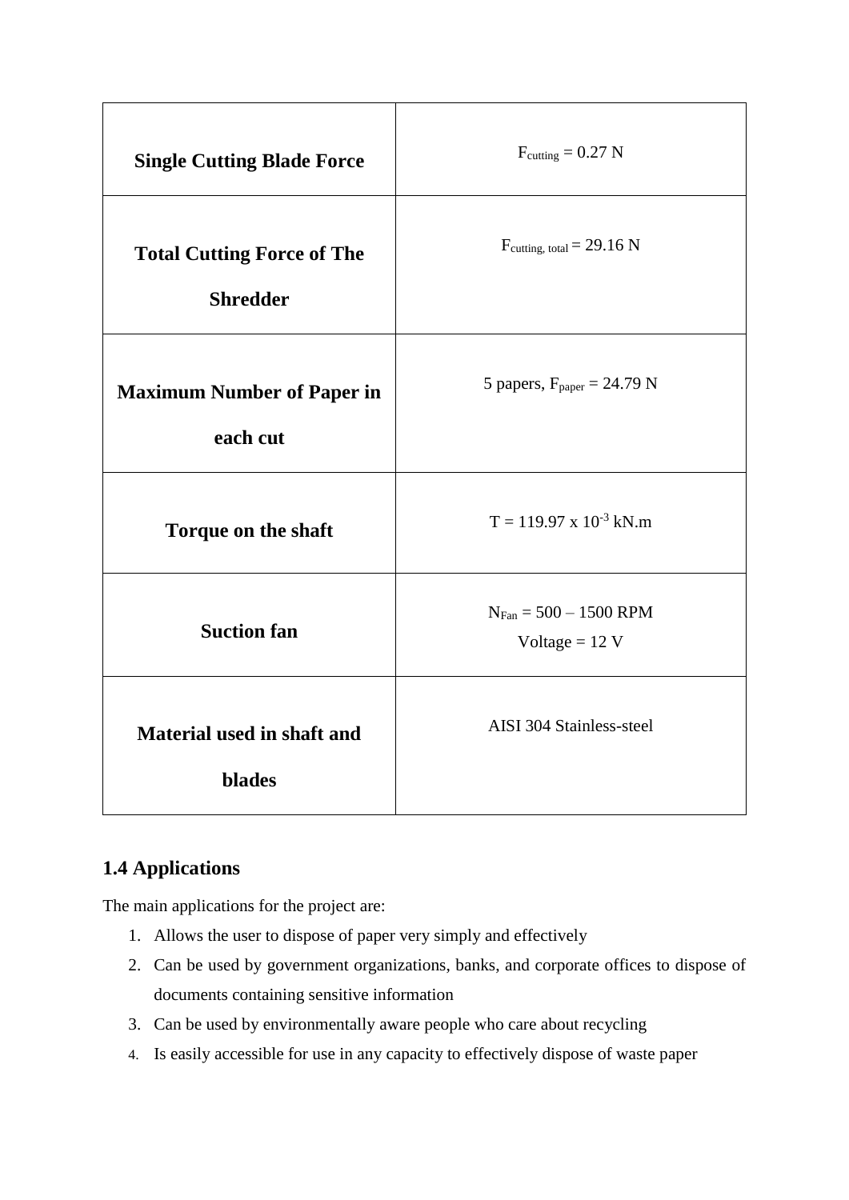| | |
|---|---|
| **Single Cutting Blade Force** | $F_{cutting} = 0.27$ N |
| **Total Cutting Force of The Shredder** | $F_{cutting, total} = 29.16$ N |
| **Maximum Number of Paper in each cut** | 5 papers, $F_{paper} = 24.79$ N |
| **Torque on the shaft** | $T = 119.97 \times 10^{-3}$ kN.m |
| **Suction fan** | $N_{Fan} = 500 – 1500$ RPM<br>Voltage = 12 V |
| **Material used in shaft and blades** | AISI 304 Stainless-steel |

## 1.4 Applications

The main applications for the project are:

1. Allows the user to dispose of paper very simply and effectively
2. Can be used by government organizations, banks, and corporate offices to dispose of documents containing sensitive information
3. Can be used by environmentally aware people who care about recycling
4. Is easily accessible for use in any capacity to effectively dispose of waste paper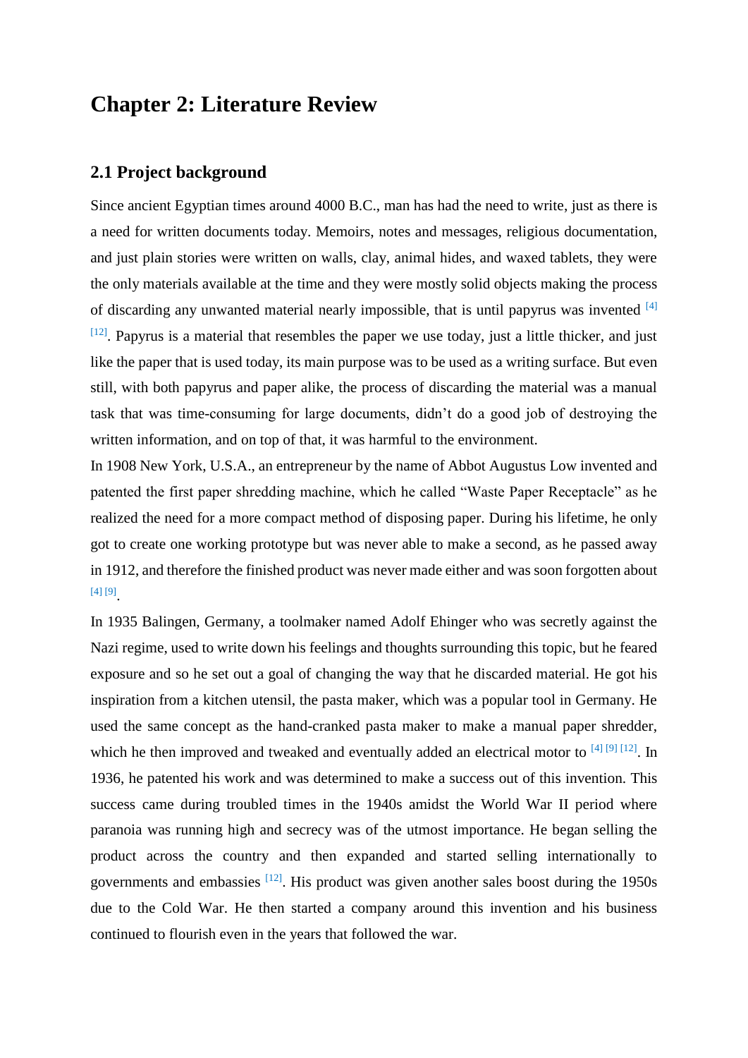# Chapter 2: Literature Review

## 2.1 Project background

Since ancient Egyptian times around 4000 B.C., man has had the need to write, just as there is a need for written documents today. Memoirs, notes and messages, religious documentation, and just plain stories were written on walls, clay, animal hides, and waxed tablets, they were the only materials available at the time and they were mostly solid objects making the process of discarding any unwanted material nearly impossible, that is until papyrus was invented [4] [12]. Papyrus is a material that resembles the paper we use today, just a little thicker, and just like the paper that is used today, its main purpose was to be used as a writing surface. But even still, with both papyrus and paper alike, the process of discarding the material was a manual task that was time-consuming for large documents, didn't do a good job of destroying the written information, and on top of that, it was harmful to the environment.

In 1908 New York, U.S.A., an entrepreneur by the name of Abbot Augustus Low invented and patented the first paper shredding machine, which he called "Waste Paper Receptacle" as he realized the need for a more compact method of disposing paper. During his lifetime, he only got to create one working prototype but was never able to make a second, as he passed away in 1912, and therefore the finished product was never made either and was soon forgotten about [4] [9].

In 1935 Balingen, Germany, a toolmaker named Adolf Ehinger who was secretly against the Nazi regime, used to write down his feelings and thoughts surrounding this topic, but he feared exposure and so he set out a goal of changing the way that he discarded material. He got his inspiration from a kitchen utensil, the pasta maker, which was a popular tool in Germany. He used the same concept as the hand-cranked pasta maker to make a manual paper shredder, which he then improved and tweaked and eventually added an electrical motor to [4] [9] [12]. In 1936, he patented his work and was determined to make a success out of this invention. This success came during troubled times in the 1940s amidst the World War II period where paranoia was running high and secrecy was of the utmost importance. He began selling the product across the country and then expanded and started selling internationally to governments and embassies [12]. His product was given another sales boost during the 1950s due to the Cold War. He then started a company around this invention and his business continued to flourish even in the years that followed the war.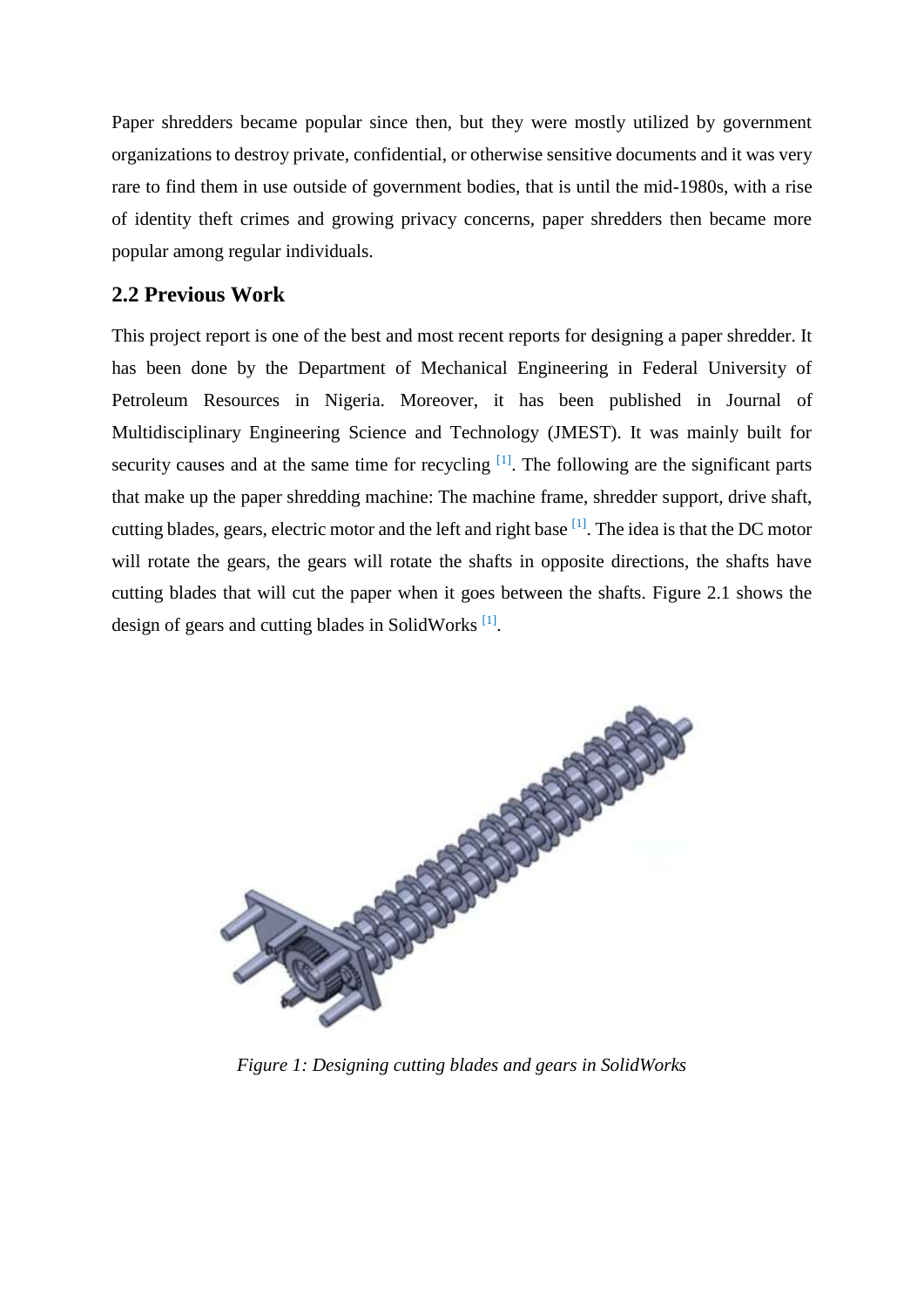Paper shredders became popular since then, but they were mostly utilized by government organizations to destroy private, confidential, or otherwise sensitive documents and it was very rare to find them in use outside of government bodies, that is until the mid-1980s, with a rise of identity theft crimes and growing privacy concerns, paper shredders then became more popular among regular individuals.

## 2.2 Previous Work

This project report is one of the best and most recent reports for designing a paper shredder. It has been done by the Department of Mechanical Engineering in Federal University of Petroleum Resources in Nigeria. Moreover, it has been published in Journal of Multidisciplinary Engineering Science and Technology (JMEST). It was mainly built for security causes and at the same time for recycling [1]. The following are the significant parts that make up the paper shredding machine: The machine frame, shredder support, drive shaft, cutting blades, gears, electric motor and the left and right base [1]. The idea is that the DC motor will rotate the gears, the gears will rotate the shafts in opposite directions, the shafts have cutting blades that will cut the paper when it goes between the shafts. Figure 2.1 shows the design of gears and cutting blades in SolidWorks [1].

*Figure 1: Designing cutting blades and gears in SolidWorks*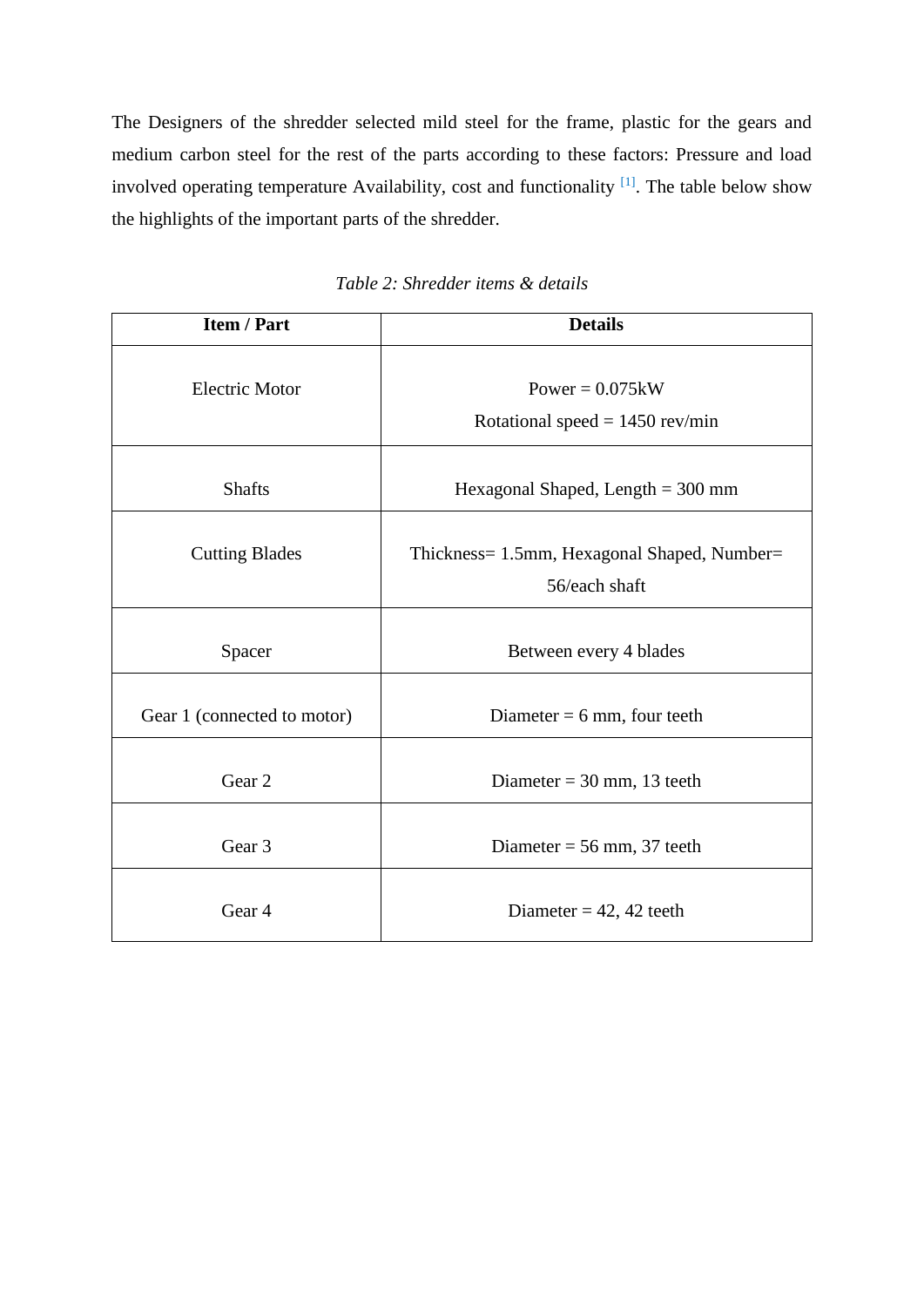The Designers of the shredder selected mild steel for the frame, plastic for the gears and medium carbon steel for the rest of the parts according to these factors: Pressure and load involved operating temperature Availability, cost and functionality [1]. The table below show the highlights of the important parts of the shredder.

*Table 2: Shredder items & details*

| Item / Part | Details |
|---|---|
| Electric Motor | Power = 0.075kW<br>Rotational speed = 1450 rev/min |
| Shafts | Hexagonal Shaped, Length = 300 mm |
| Cutting Blades | Thickness= 1.5mm, Hexagonal Shaped, Number= 56/each shaft |
| Spacer | Between every 4 blades |
| Gear 1 (connected to motor) | Diameter = 6 mm, four teeth |
| Gear 2 | Diameter = 30 mm, 13 teeth |
| Gear 3 | Diameter = 56 mm, 37 teeth |
| Gear 4 | Diameter = 42, 42 teeth |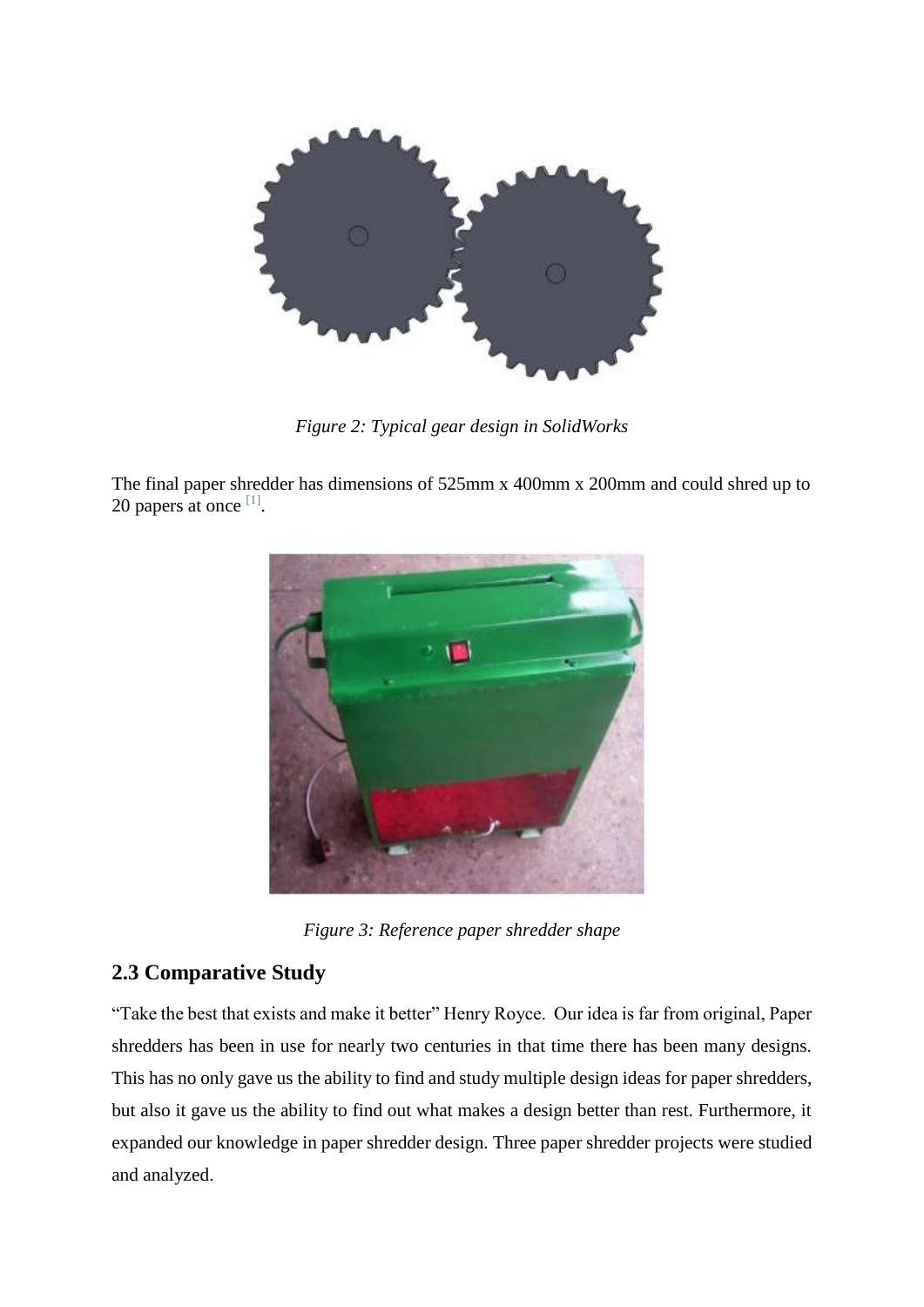Figure 2: Typical gear design in SolidWorks

The final paper shredder has dimensions of 525mm x 400mm x 200mm and could shred up to 20 papers at once [1].

Figure 3: Reference paper shredder shape

## 2.3 Comparative Study

"Take the best that exists and make it better" Henry Royce. Our idea is far from original, Paper shredders has been in use for nearly two centuries in that time there has been many designs. This has no only gave us the ability to find and study multiple design ideas for paper shredders, but also it gave us the ability to find out what makes a design better than rest. Furthermore, it expanded our knowledge in paper shredder design. Three paper shredder projects were studied and analyzed.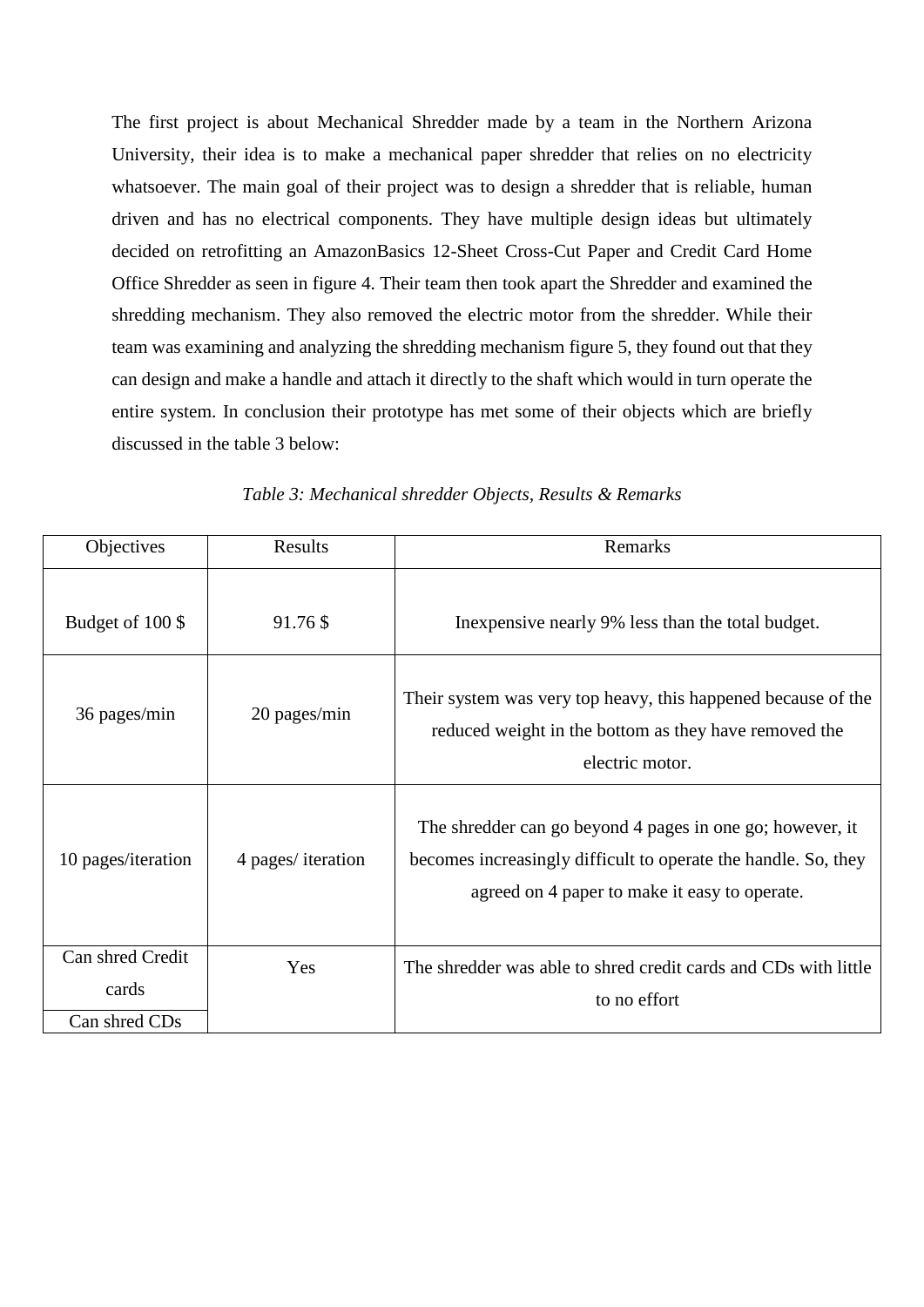The first project is about Mechanical Shredder made by a team in the Northern Arizona University, their idea is to make a mechanical paper shredder that relies on no electricity whatsoever. The main goal of their project was to design a shredder that is reliable, human driven and has no electrical components. They have multiple design ideas but ultimately decided on retrofitting an AmazonBasics 12-Sheet Cross-Cut Paper and Credit Card Home Office Shredder as seen in figure 4. Their team then took apart the Shredder and examined the shredding mechanism. They also removed the electric motor from the shredder. While their team was examining and analyzing the shredding mechanism figure 5, they found out that they can design and make a handle and attach it directly to the shaft which would in turn operate the entire system. In conclusion their prototype has met some of their objects which are briefly discussed in the table 3 below:

*Table 3: Mechanical shredder Objects, Results & Remarks*

| Objectives | Results | Remarks |
|---|---|---|
| Budget of 100 $ | 91.76 $ | Inexpensive nearly 9% less than the total budget. |
| 36 pages/min | 20 pages/min | Their system was very top heavy, this happened because of the reduced weight in the bottom as they have removed the electric motor. |
| 10 pages/iteration | 4 pages/ iteration | The shredder can go beyond 4 pages in one go; however, it becomes increasingly difficult to operate the handle. So, they agreed on 4 paper to make it easy to operate. |
| Can shred Credit cards | Yes | The shredder was able to shred credit cards and CDs with little to no effort |
| Can shred CDs | | |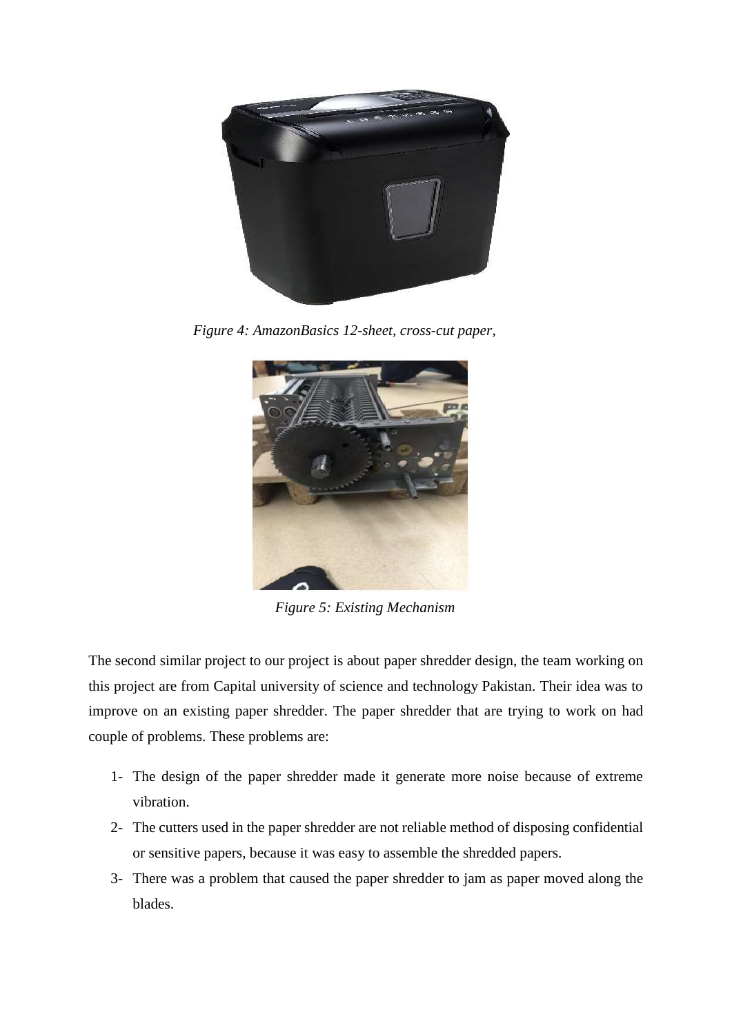*Figure 4: AmazonBasics 12-sheet, cross-cut paper,*

*Figure 5: Existing Mechanism*

The second similar project to our project is about paper shredder design, the team working on this project are from Capital university of science and technology Pakistan. Their idea was to improve on an existing paper shredder. The paper shredder that are trying to work on had couple of problems. These problems are:

1- The design of the paper shredder made it generate more noise because of extreme vibration.

2- The cutters used in the paper shredder are not reliable method of disposing confidential or sensitive papers, because it was easy to assemble the shredded papers.

3- There was a problem that caused the paper shredder to jam as paper moved along the blades.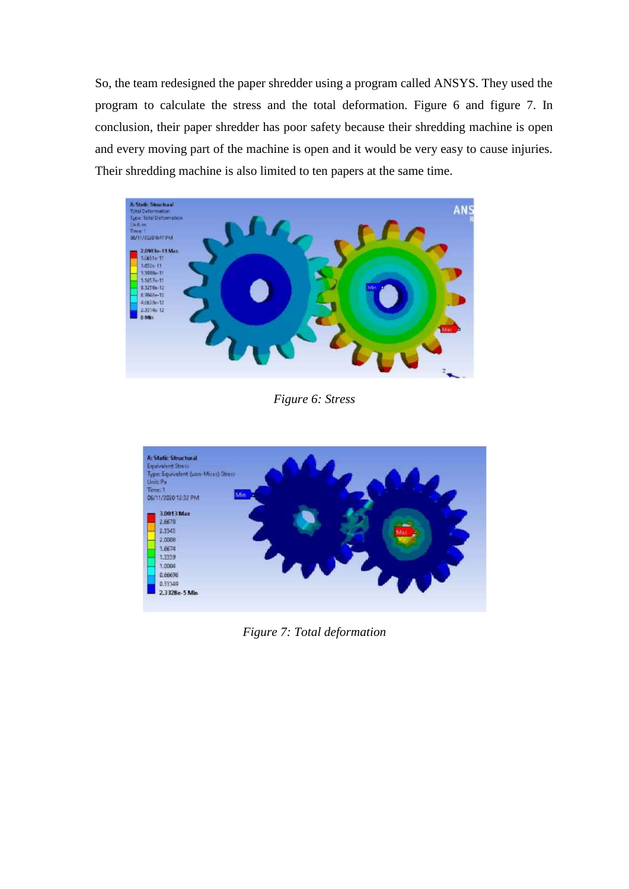So, the team redesigned the paper shredder using a program called ANSYS. They used the program to calculate the stress and the total deformation. Figure 6 and figure 7. In conclusion, their paper shredder has poor safety because their shredding machine is open and every moving part of the machine is open and it would be very easy to cause injuries. Their shredding machine is also limited to ten papers at the same time.

*Figure 6: Stress*

*Figure 7: Total deformation*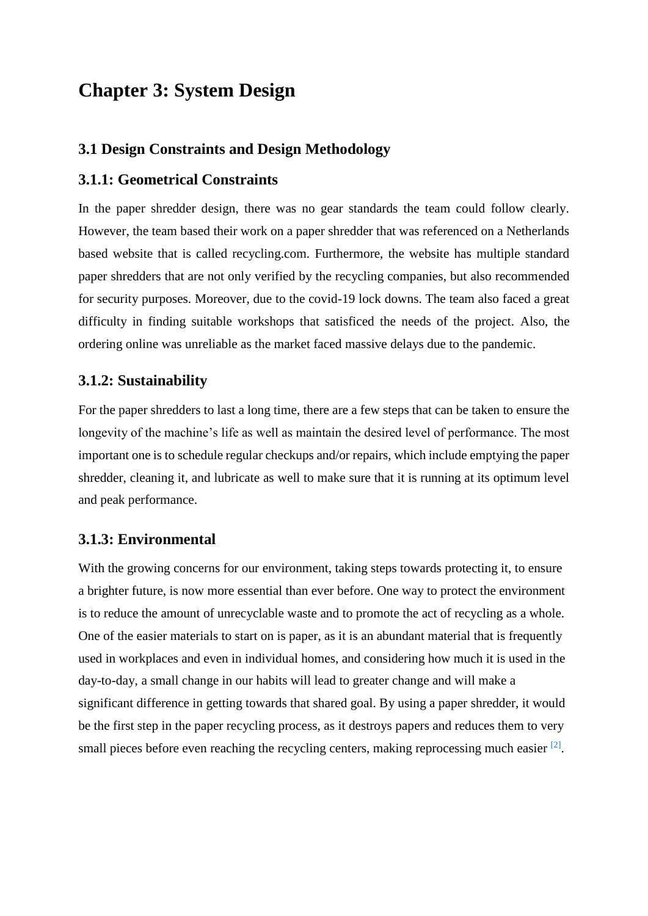# Chapter 3: System Design

## 3.1 Design Constraints and Design Methodology

### 3.1.1: Geometrical Constraints

In the paper shredder design, there was no gear standards the team could follow clearly. However, the team based their work on a paper shredder that was referenced on a Netherlands based website that is called recycling.com. Furthermore, the website has multiple standard paper shredders that are not only verified by the recycling companies, but also recommended for security purposes. Moreover, due to the covid-19 lock downs. The team also faced a great difficulty in finding suitable workshops that satisficed the needs of the project. Also, the ordering online was unreliable as the market faced massive delays due to the pandemic.

### 3.1.2: Sustainability

For the paper shredders to last a long time, there are a few steps that can be taken to ensure the longevity of the machine's life as well as maintain the desired level of performance. The most important one is to schedule regular checkups and/or repairs, which include emptying the paper shredder, cleaning it, and lubricate as well to make sure that it is running at its optimum level and peak performance.

### 3.1.3: Environmental

With the growing concerns for our environment, taking steps towards protecting it, to ensure a brighter future, is now more essential than ever before. One way to protect the environment is to reduce the amount of unrecyclable waste and to promote the act of recycling as a whole. One of the easier materials to start on is paper, as it is an abundant material that is frequently used in workplaces and even in individual homes, and considering how much it is used in the day-to-day, a small change in our habits will lead to greater change and will make a significant difference in getting towards that shared goal. By using a paper shredder, it would be the first step in the paper recycling process, as it destroys papers and reduces them to very small pieces before even reaching the recycling centers, making reprocessing much easier [2].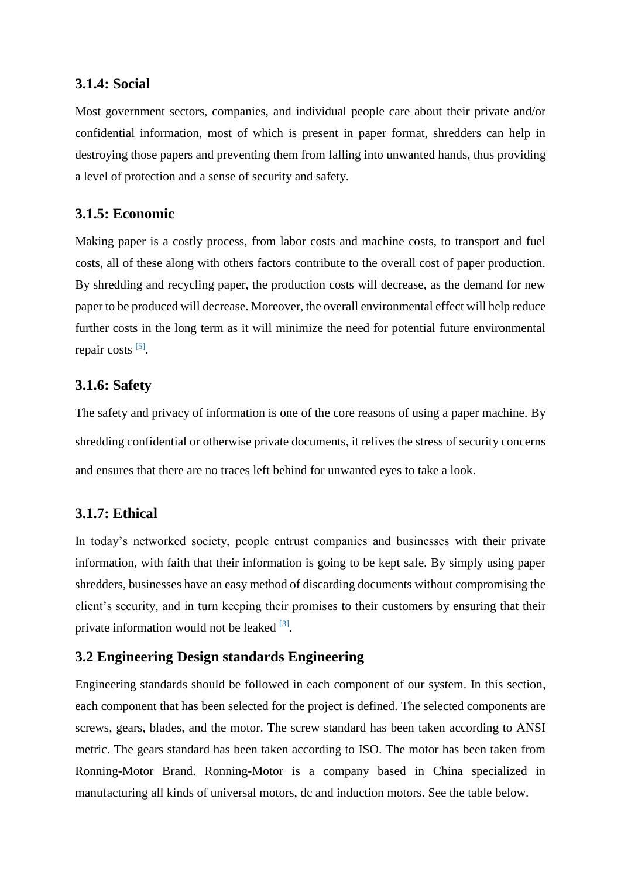### 3.1.4: Social

Most government sectors, companies, and individual people care about their private and/or confidential information, most of which is present in paper format, shredders can help in destroying those papers and preventing them from falling into unwanted hands, thus providing a level of protection and a sense of security and safety.

### 3.1.5: Economic

Making paper is a costly process, from labor costs and machine costs, to transport and fuel costs, all of these along with others factors contribute to the overall cost of paper production. By shredding and recycling paper, the production costs will decrease, as the demand for new paper to be produced will decrease. Moreover, the overall environmental effect will help reduce further costs in the long term as it will minimize the need for potential future environmental repair costs [5].

### 3.1.6: Safety

The safety and privacy of information is one of the core reasons of using a paper machine. By shredding confidential or otherwise private documents, it relives the stress of security concerns and ensures that there are no traces left behind for unwanted eyes to take a look.

### 3.1.7: Ethical

In today's networked society, people entrust companies and businesses with their private information, with faith that their information is going to be kept safe. By simply using paper shredders, businesses have an easy method of discarding documents without compromising the client's security, and in turn keeping their promises to their customers by ensuring that their private information would not be leaked [3].

## 3.2 Engineering Design standards Engineering

Engineering standards should be followed in each component of our system. In this section, each component that has been selected for the project is defined. The selected components are screws, gears, blades, and the motor. The screw standard has been taken according to ANSI metric. The gears standard has been taken according to ISO. The motor has been taken from Ronning-Motor Brand. Ronning-Motor is a company based in China specialized in manufacturing all kinds of universal motors, dc and induction motors. See the table below.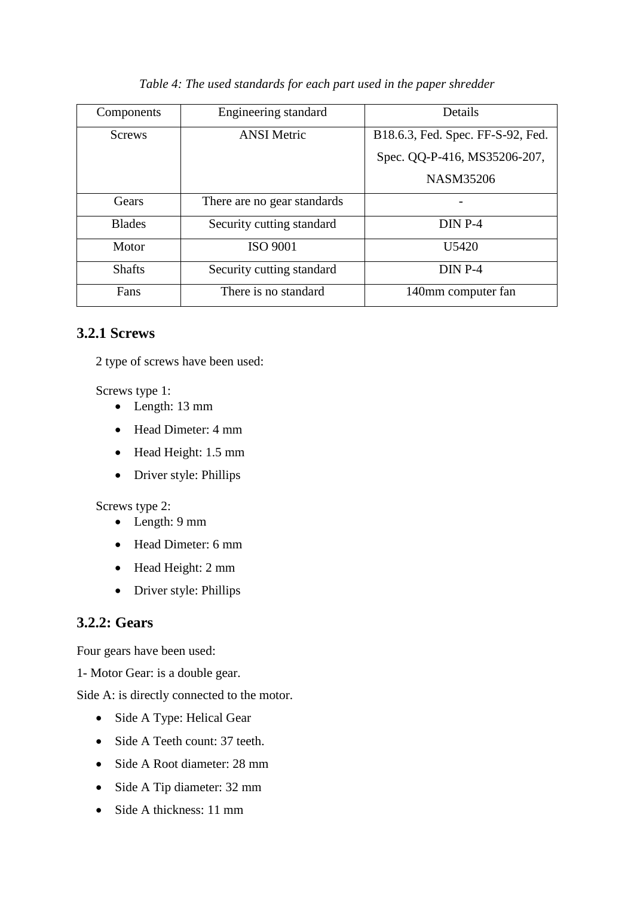*Table 4: The used standards for each part used in the paper shredder*

| Components | Engineering standard | Details |
|---|---|---|
| Screws | ANSI Metric | B18.6.3, Fed. Spec. FF-S-92, Fed. Spec. QQ-P-416, MS35206-207, NASM35206 |
| Gears | There are no gear standards | - |
| Blades | Security cutting standard | DIN P-4 |
| Motor | ISO 9001 | U5420 |
| Shafts | Security cutting standard | DIN P-4 |
| Fans | There is no standard | 140mm computer fan |

### 3.2.1 Screws

2 type of screws have been used:

Screws type 1:

- Length: 13 mm
- Head Dimeter: 4 mm
- Head Height: 1.5 mm
- Driver style: Phillips

Screws type 2:

- Length: 9 mm
- Head Dimeter: 6 mm
- Head Height: 2 mm
- Driver style: Phillips

### 3.2.2: Gears

Four gears have been used:

1- Motor Gear: is a double gear.

Side A: is directly connected to the motor.

- Side A Type: Helical Gear
- Side A Teeth count: 37 teeth.
- Side A Root diameter: 28 mm
- Side A Tip diameter: 32 mm
- Side A thickness: 11 mm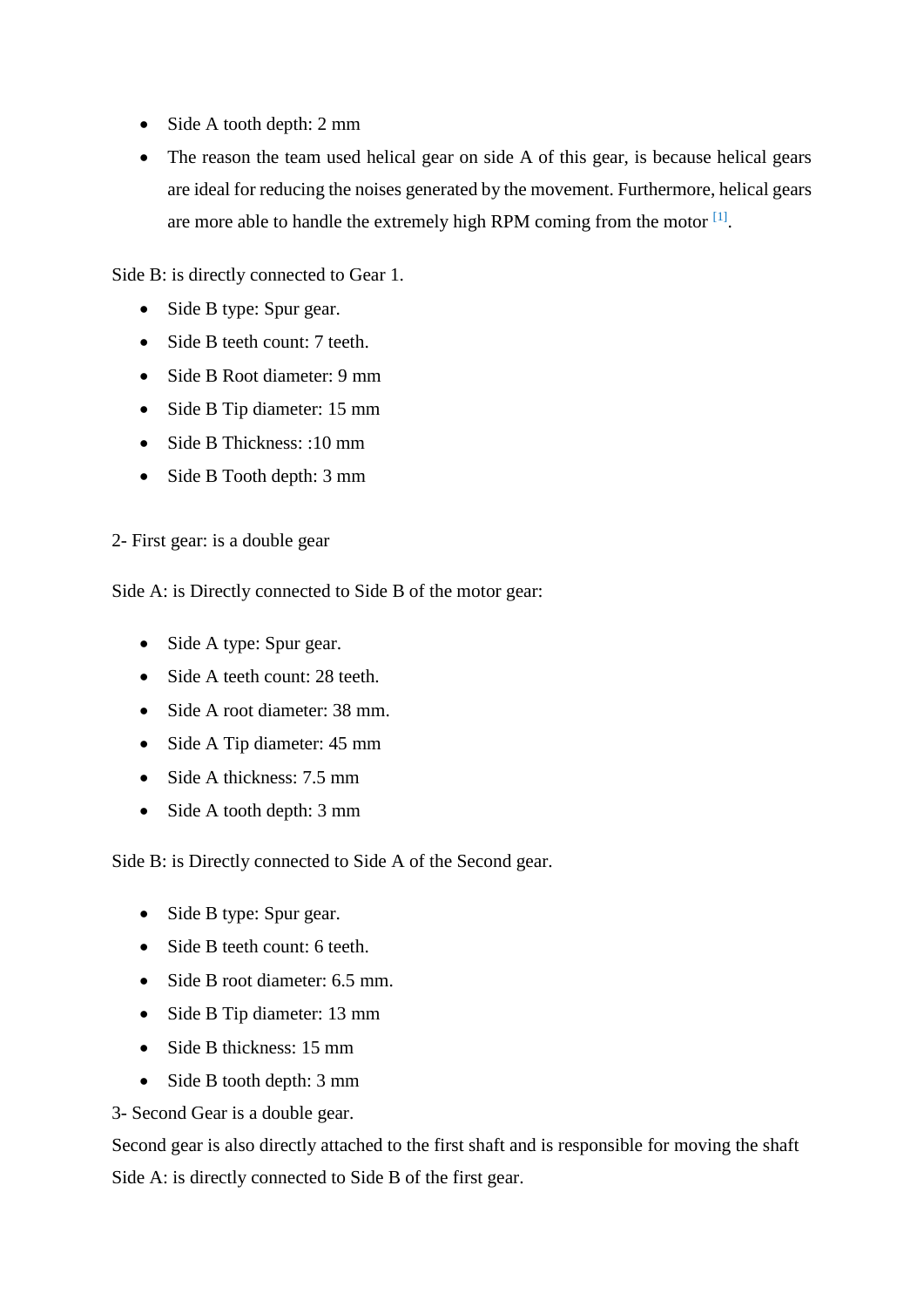- Side A tooth depth: 2 mm
- The reason the team used helical gear on side A of this gear, is because helical gears are ideal for reducing the noises generated by the movement. Furthermore, helical gears are more able to handle the extremely high RPM coming from the motor [1].

Side B: is directly connected to Gear 1.

- Side B type: Spur gear.
- Side B teeth count: 7 teeth.
- Side B Root diameter: 9 mm
- Side B Tip diameter: 15 mm
- Side B Thickness: :10 mm
- Side B Tooth depth: 3 mm

2- First gear: is a double gear

Side A: is Directly connected to Side B of the motor gear:

- Side A type: Spur gear.
- Side A teeth count: 28 teeth.
- Side A root diameter: 38 mm.
- Side A Tip diameter: 45 mm
- Side A thickness: 7.5 mm
- Side A tooth depth: 3 mm

Side B: is Directly connected to Side A of the Second gear.

- Side B type: Spur gear.
- Side B teeth count: 6 teeth.
- Side B root diameter: 6.5 mm.
- Side B Tip diameter: 13 mm
- Side B thickness: 15 mm
- Side B tooth depth: 3 mm

3- Second Gear is a double gear.

Second gear is also directly attached to the first shaft and is responsible for moving the shaft

Side A: is directly connected to Side B of the first gear.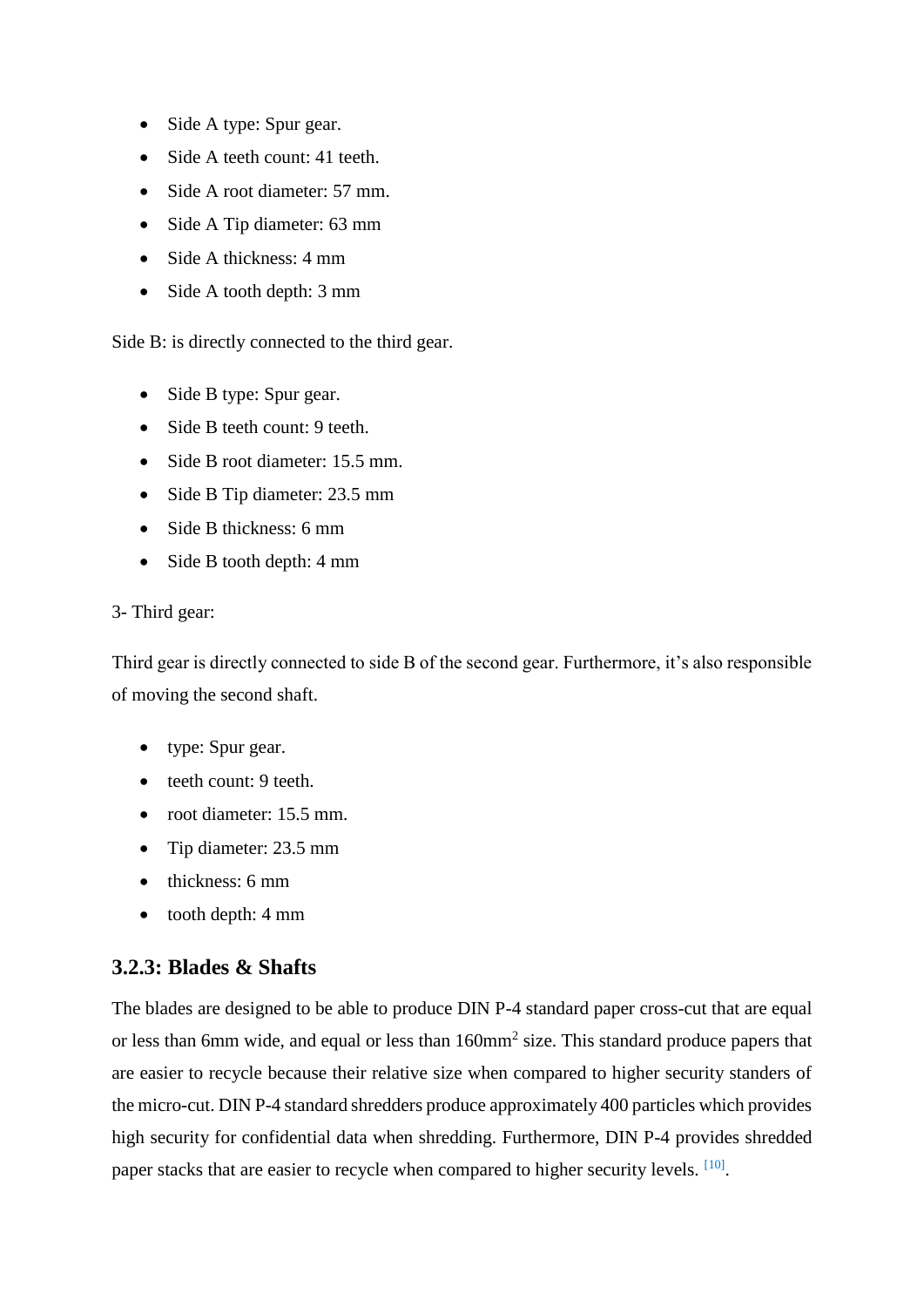- Side A type: Spur gear.
- Side A teeth count: 41 teeth.
- Side A root diameter: 57 mm.
- Side A Tip diameter: 63 mm
- Side A thickness: 4 mm
- Side A tooth depth: 3 mm

Side B: is directly connected to the third gear.

- Side B type: Spur gear.
- Side B teeth count: 9 teeth.
- Side B root diameter: 15.5 mm.
- Side B Tip diameter: 23.5 mm
- Side B thickness: 6 mm
- Side B tooth depth: 4 mm

3- Third gear:

Third gear is directly connected to side B of the second gear. Furthermore, it's also responsible of moving the second shaft.

- type: Spur gear.
- teeth count: 9 teeth.
- root diameter: 15.5 mm.
- Tip diameter: 23.5 mm
- thickness: 6 mm
- tooth depth: 4 mm

### 3.2.3: Blades & Shafts

The blades are designed to be able to produce DIN P-4 standard paper cross-cut that are equal or less than 6mm wide, and equal or less than 160mm$^2$ size. This standard produce papers that are easier to recycle because their relative size when compared to higher security standers of the micro-cut. DIN P-4 standard shredders produce approximately 400 particles which provides high security for confidential data when shredding. Furthermore, DIN P-4 provides shredded paper stacks that are easier to recycle when compared to higher security levels. [10].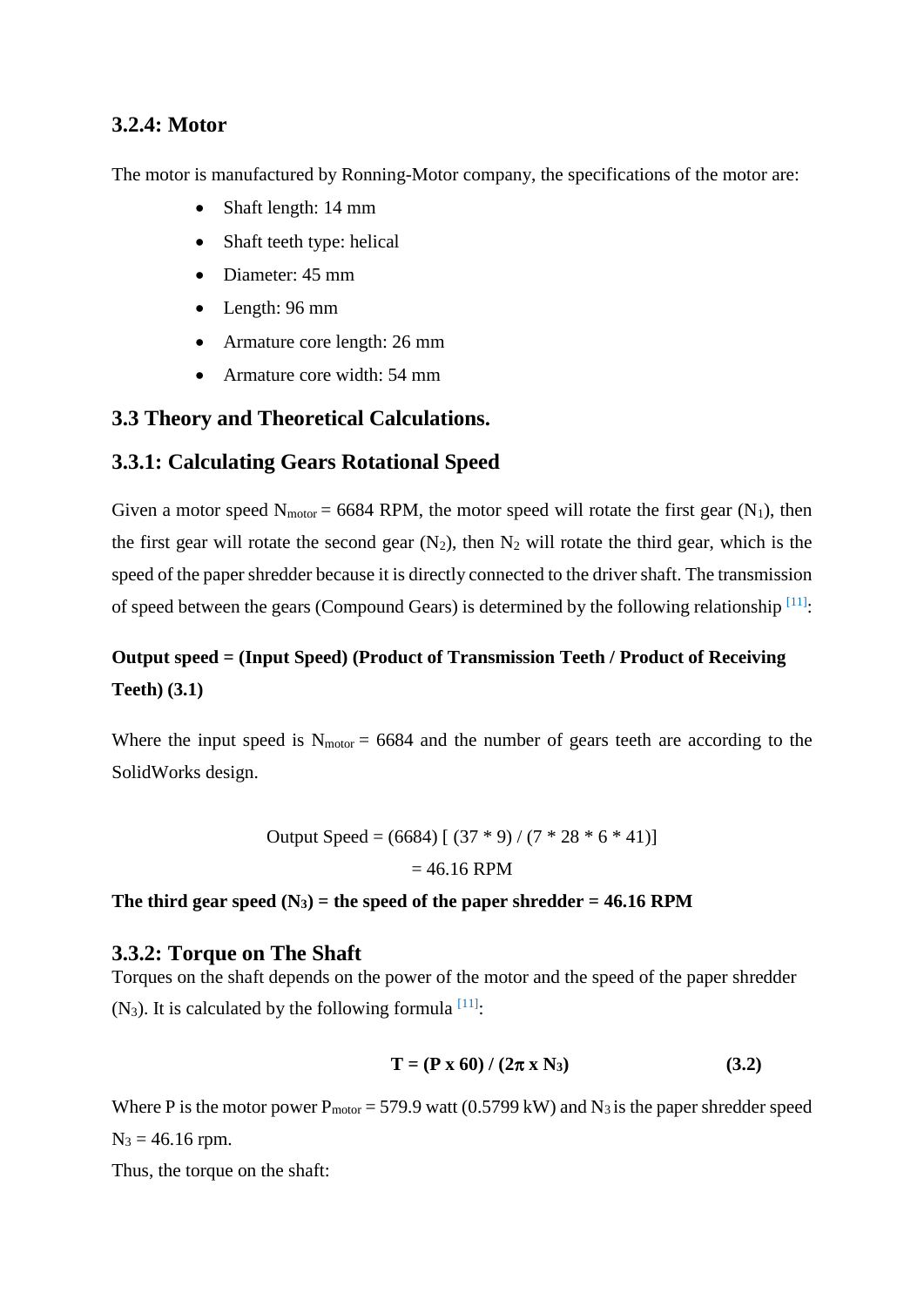### 3.2.4: Motor

The motor is manufactured by Ronning-Motor company, the specifications of the motor are:

- Shaft length: 14 mm
- Shaft teeth type: helical
- Diameter: 45 mm
- Length: 96 mm
- Armature core length: 26 mm
- Armature core width: 54 mm

## 3.3 Theory and Theoretical Calculations.

### 3.3.1: Calculating Gears Rotational Speed

Given a motor speed $N_{motor}$ = 6684 RPM, the motor speed will rotate the first gear ($N_1$), then the first gear will rotate the second gear ($N_2$), then $N_2$ will rotate the third gear, which is the speed of the paper shredder because it is directly connected to the driver shaft. The transmission of speed between the gears (Compound Gears) is determined by the following relationship [11]:

**Output speed = (Input Speed) (Product of Transmission Teeth / Product of Receiving Teeth) (3.1)**

Where the input speed is $N_{motor}$ = 6684 and the number of gears teeth are according to the SolidWorks design.

$$\text{Output Speed} = (6684)\ [\ (37 * 9) / (7 * 28 * 6 * 41)]$$
$$= 46.16 \text{ RPM}$$

**The third gear speed ($N_3$) = the speed of the paper shredder = 46.16 RPM**

### 3.3.2: Torque on The Shaft

Torques on the shaft depends on the power of the motor and the speed of the paper shredder ($N_3$). It is calculated by the following formula [11]:

$$\mathbf{T = (P \times 60) / (2\pi \times N_3)} \qquad \textbf{(3.2)}$$

Where P is the motor power $P_{motor}$ = 579.9 watt (0.5799 kW) and $N_3$ is the paper shredder speed $N_3$ = 46.16 rpm.

Thus, the torque on the shaft: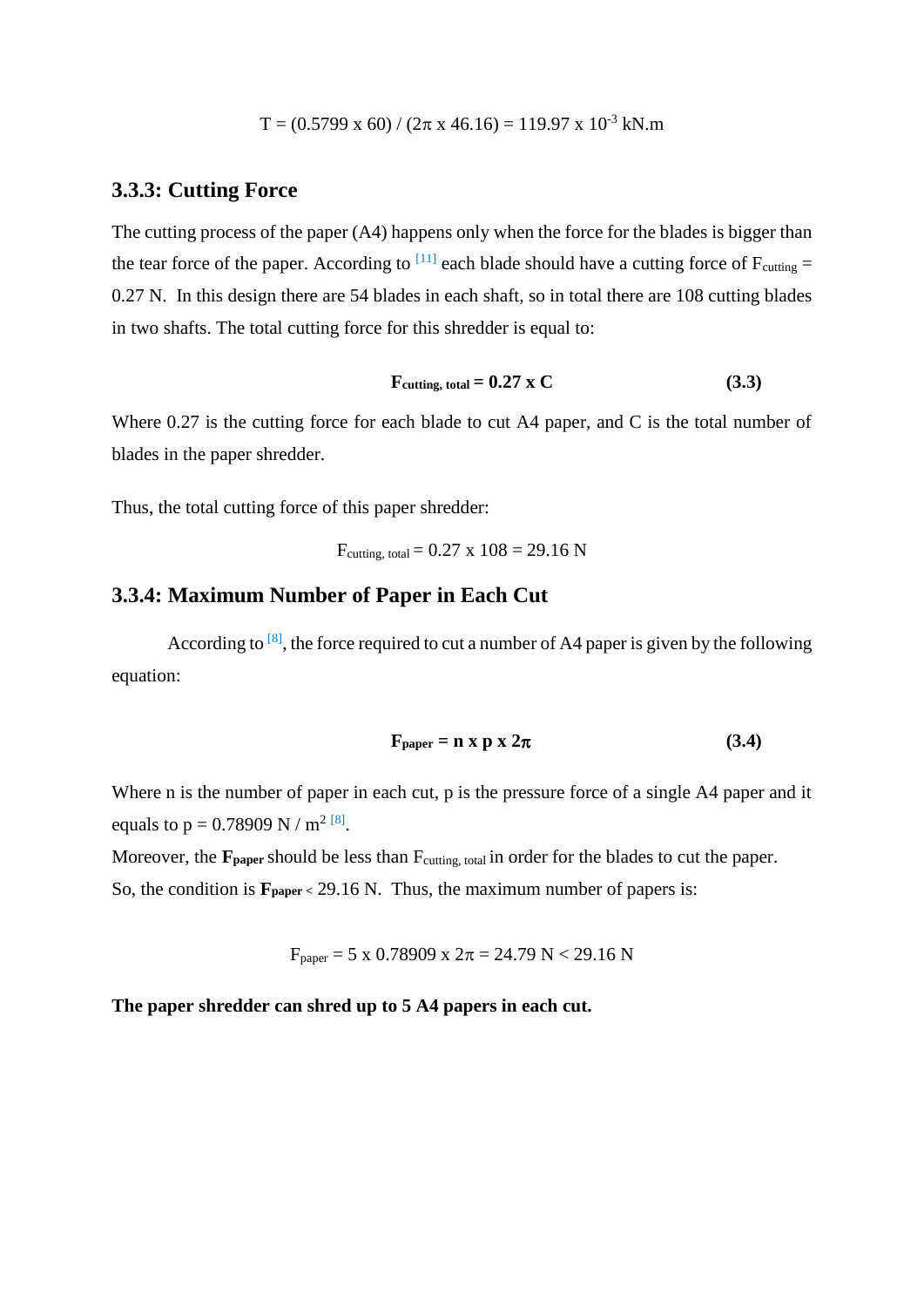$$T = (0.5799 \times 60) / (2\pi \times 46.16) = 119.97 \times 10^{-3} \text{ kN.m}$$

### 3.3.3: Cutting Force

The cutting process of the paper (A4) happens only when the force for the blades is bigger than the tear force of the paper. According to [11] each blade should have a cutting force of $F_{cutting} = 0.27$ N. In this design there are 54 blades in each shaft, so in total there are 108 cutting blades in two shafts. The total cutting force for this shredder is equal to:

$$\mathbf{F_{cutting,\ total} = 0.27 \times C} \qquad \textbf{(3.3)}$$

Where 0.27 is the cutting force for each blade to cut A4 paper, and C is the total number of blades in the paper shredder.

Thus, the total cutting force of this paper shredder:

$$F_{cutting,\ total} = 0.27 \times 108 = 29.16 \text{ N}$$

### 3.3.4: Maximum Number of Paper in Each Cut

According to [8], the force required to cut a number of A4 paper is given by the following equation:

$$\mathbf{F_{paper} = n \times p \times 2\pi} \qquad \textbf{(3.4)}$$

Where n is the number of paper in each cut, p is the pressure force of a single A4 paper and it equals to $p = 0.78909 \text{ N} / \text{m}^2$ [8].

Moreover, the $\mathbf{F_{paper}}$ should be less than $F_{cutting,\ total}$ in order for the blades to cut the paper.

So, the condition is $\mathbf{F_{paper}} < 29.16$ N. Thus, the maximum number of papers is:

$$F_{paper} = 5 \times 0.78909 \times 2\pi = 24.79 \text{ N} < 29.16 \text{ N}$$

**The paper shredder can shred up to 5 A4 papers in each cut.**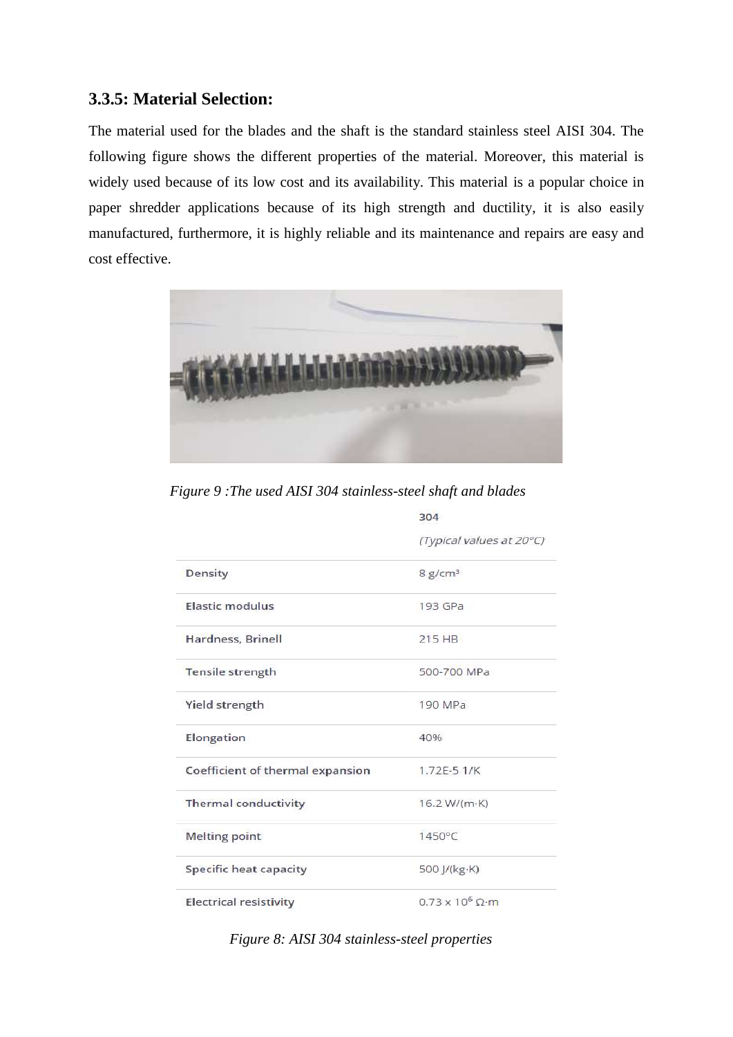### 3.3.5: Material Selection:

The material used for the blades and the shaft is the standard stainless steel AISI 304. The following figure shows the different properties of the material. Moreover, this material is widely used because of its low cost and its availability. This material is a popular choice in paper shredder applications because of its high strength and ductility, it is also easily manufactured, furthermore, it is highly reliable and its maintenance and repairs are easy and cost effective.

*Figure 9 :The used AISI 304 stainless-steel shaft and blades*

| | 304 (Typical values at 20°C) |
|---|---|
| Density | 8 g/cm³ |
| Elastic modulus | 193 GPa |
| Hardness, Brinell | 215 HB |
| Tensile strength | 500-700 MPa |
| Yield strength | 190 MPa |
| Elongation | 40% |
| Coefficient of thermal expansion | 1.72E-5 1/K |
| Thermal conductivity | 16.2 W/(m·K) |
| Melting point | 1450°C |
| Specific heat capacity | 500 J/(kg·K) |
| Electrical resistivity | $0.73 \times 10^{6}$ Ω·m |

*Figure 8: AISI 304 stainless-steel properties*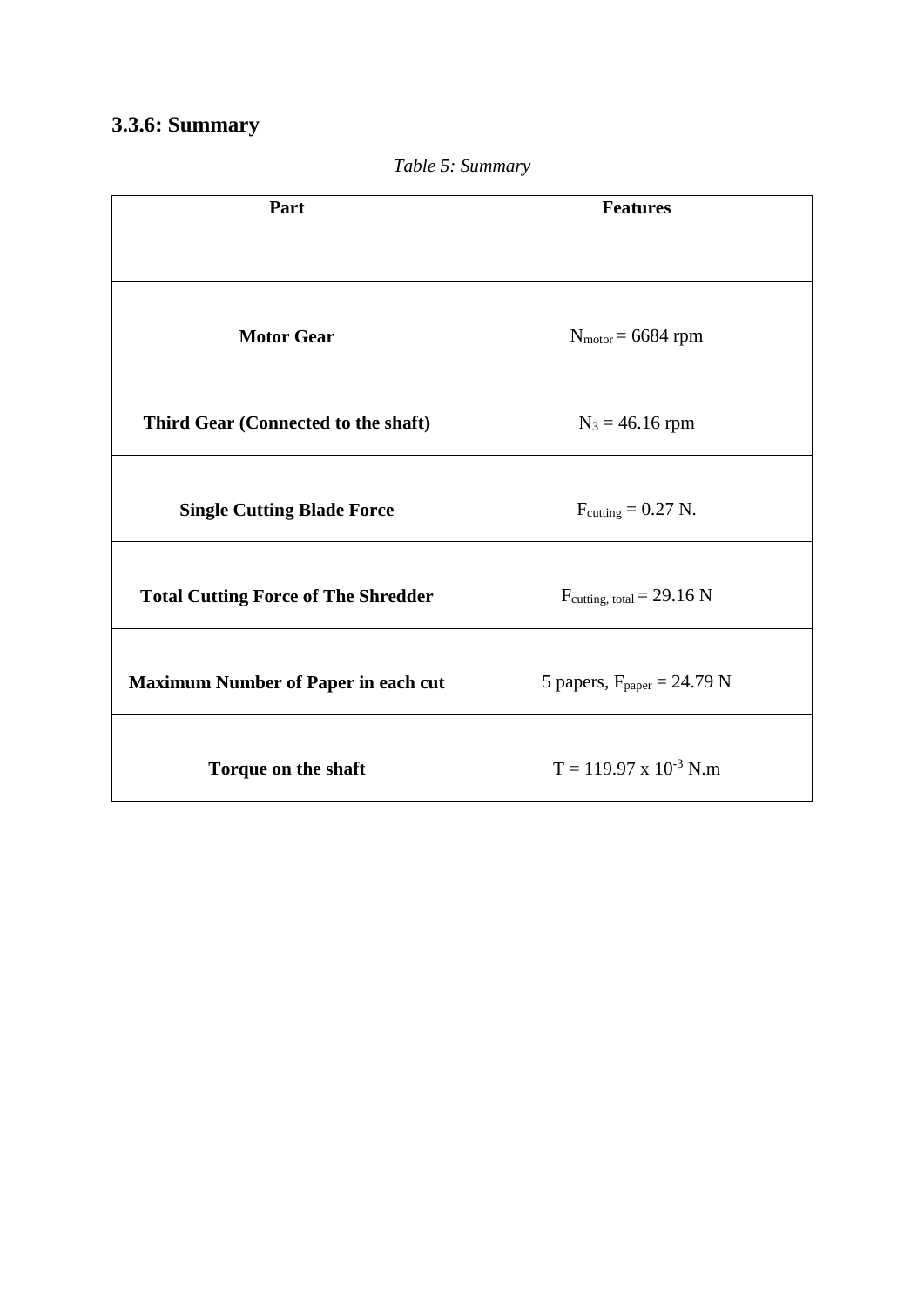### 3.3.6: Summary

*Table 5: Summary*

| **Part** | **Features** |
|---|---|
| **Motor Gear** | $N_{motor}$ = 6684 rpm |
| **Third Gear (Connected to the shaft)** | $N_3$ = 46.16 rpm |
| **Single Cutting Blade Force** | $F_{cutting}$ = 0.27 N. |
| **Total Cutting Force of The Shredder** | $F_{cutting, total}$ = 29.16 N |
| **Maximum Number of Paper in each cut** | 5 papers, $F_{paper}$ = 24.79 N |
| **Torque on the shaft** | T = 119.97 x $10^{-3}$ N.m |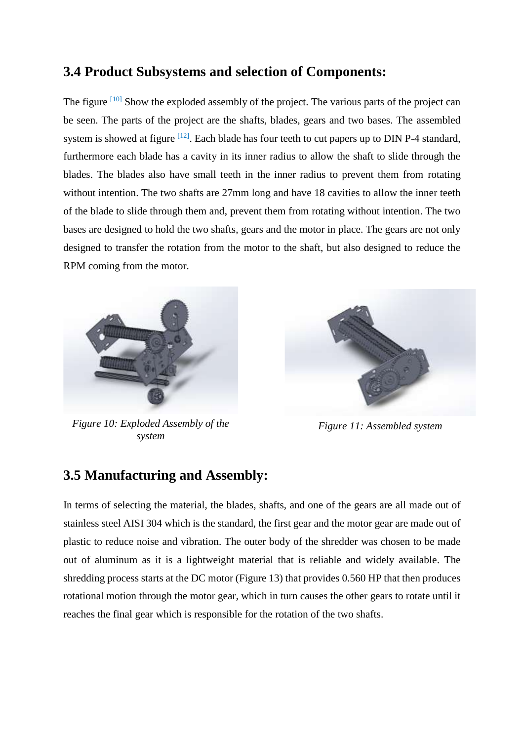## 3.4 Product Subsystems and selection of Components:

The figure [10] Show the exploded assembly of the project. The various parts of the project can be seen. The parts of the project are the shafts, blades, gears and two bases. The assembled system is showed at figure [12]. Each blade has four teeth to cut papers up to DIN P-4 standard, furthermore each blade has a cavity in its inner radius to allow the shaft to slide through the blades. The blades also have small teeth in the inner radius to prevent them from rotating without intention. The two shafts are 27mm long and have 18 cavities to allow the inner teeth of the blade to slide through them and, prevent them from rotating without intention. The two bases are designed to hold the two shafts, gears and the motor in place. The gears are not only designed to transfer the rotation from the motor to the shaft, but also designed to reduce the RPM coming from the motor.

*Figure 10: Exploded Assembly of the system*

*Figure 11: Assembled system*

## 3.5 Manufacturing and Assembly:

In terms of selecting the material, the blades, shafts, and one of the gears are all made out of stainless steel AISI 304 which is the standard, the first gear and the motor gear are made out of plastic to reduce noise and vibration. The outer body of the shredder was chosen to be made out of aluminum as it is a lightweight material that is reliable and widely available. The shredding process starts at the DC motor (Figure 13) that provides 0.560 HP that then produces rotational motion through the motor gear, which in turn causes the other gears to rotate until it reaches the final gear which is responsible for the rotation of the two shafts.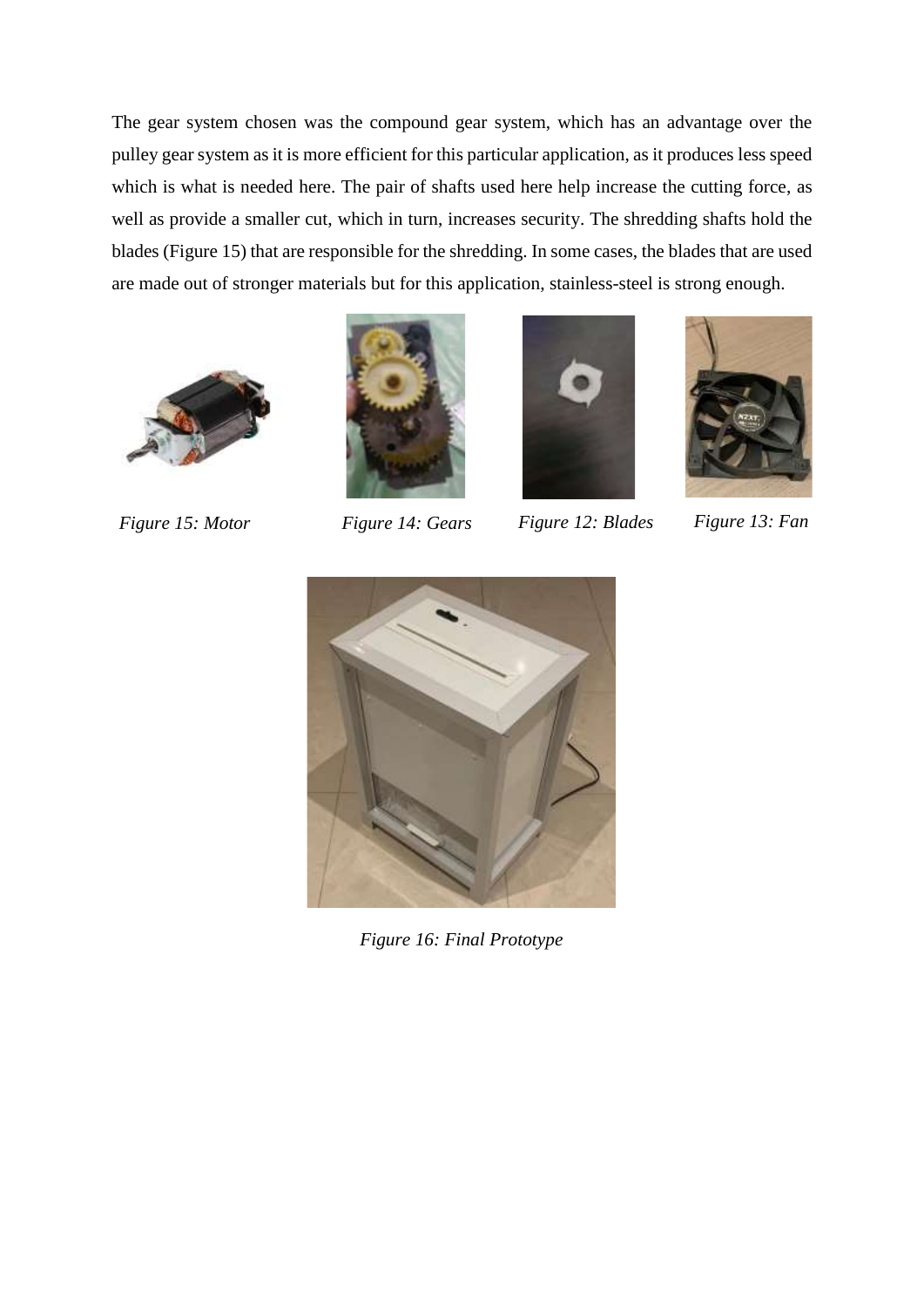The gear system chosen was the compound gear system, which has an advantage over the pulley gear system as it is more efficient for this particular application, as it produces less speed which is what is needed here. The pair of shafts used here help increase the cutting force, as well as provide a smaller cut, which in turn, increases security. The shredding shafts hold the blades (Figure 15) that are responsible for the shredding. In some cases, the blades that are used are made out of stronger materials but for this application, stainless-steel is strong enough.

*Figure 15: Motor*

*Figure 14: Gears*

*Figure 12: Blades*

*Figure 13: Fan*

*Figure 16: Final Prototype*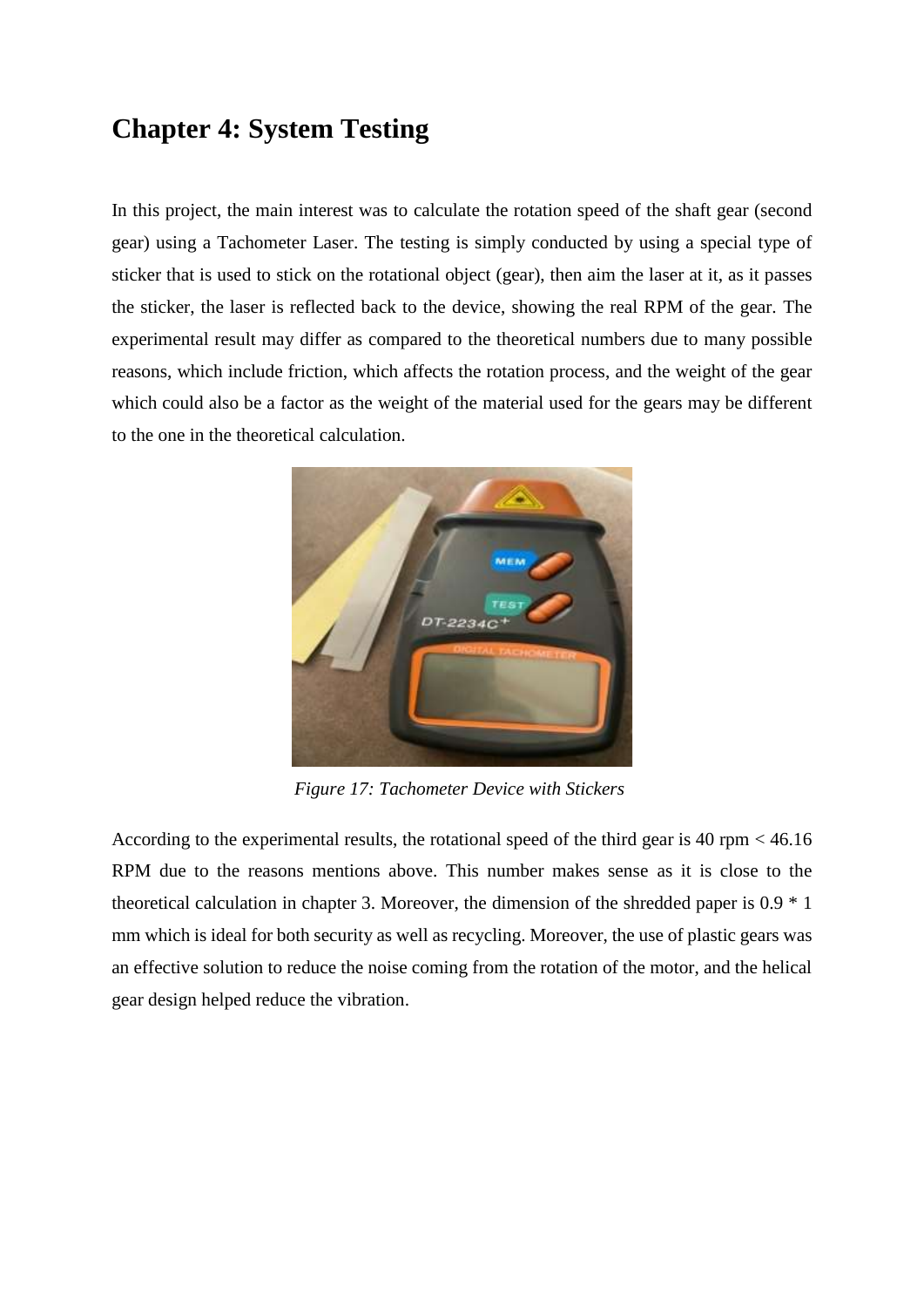# Chapter 4: System Testing

In this project, the main interest was to calculate the rotation speed of the shaft gear (second gear) using a Tachometer Laser. The testing is simply conducted by using a special type of sticker that is used to stick on the rotational object (gear), then aim the laser at it, as it passes the sticker, the laser is reflected back to the device, showing the real RPM of the gear. The experimental result may differ as compared to the theoretical numbers due to many possible reasons, which include friction, which affects the rotation process, and the weight of the gear which could also be a factor as the weight of the material used for the gears may be different to the one in the theoretical calculation.

*Figure 17: Tachometer Device with Stickers*

According to the experimental results, the rotational speed of the third gear is 40 rpm < 46.16 RPM due to the reasons mentions above. This number makes sense as it is close to the theoretical calculation in chapter 3. Moreover, the dimension of the shredded paper is 0.9 * 1 mm which is ideal for both security as well as recycling. Moreover, the use of plastic gears was an effective solution to reduce the noise coming from the rotation of the motor, and the helical gear design helped reduce the vibration.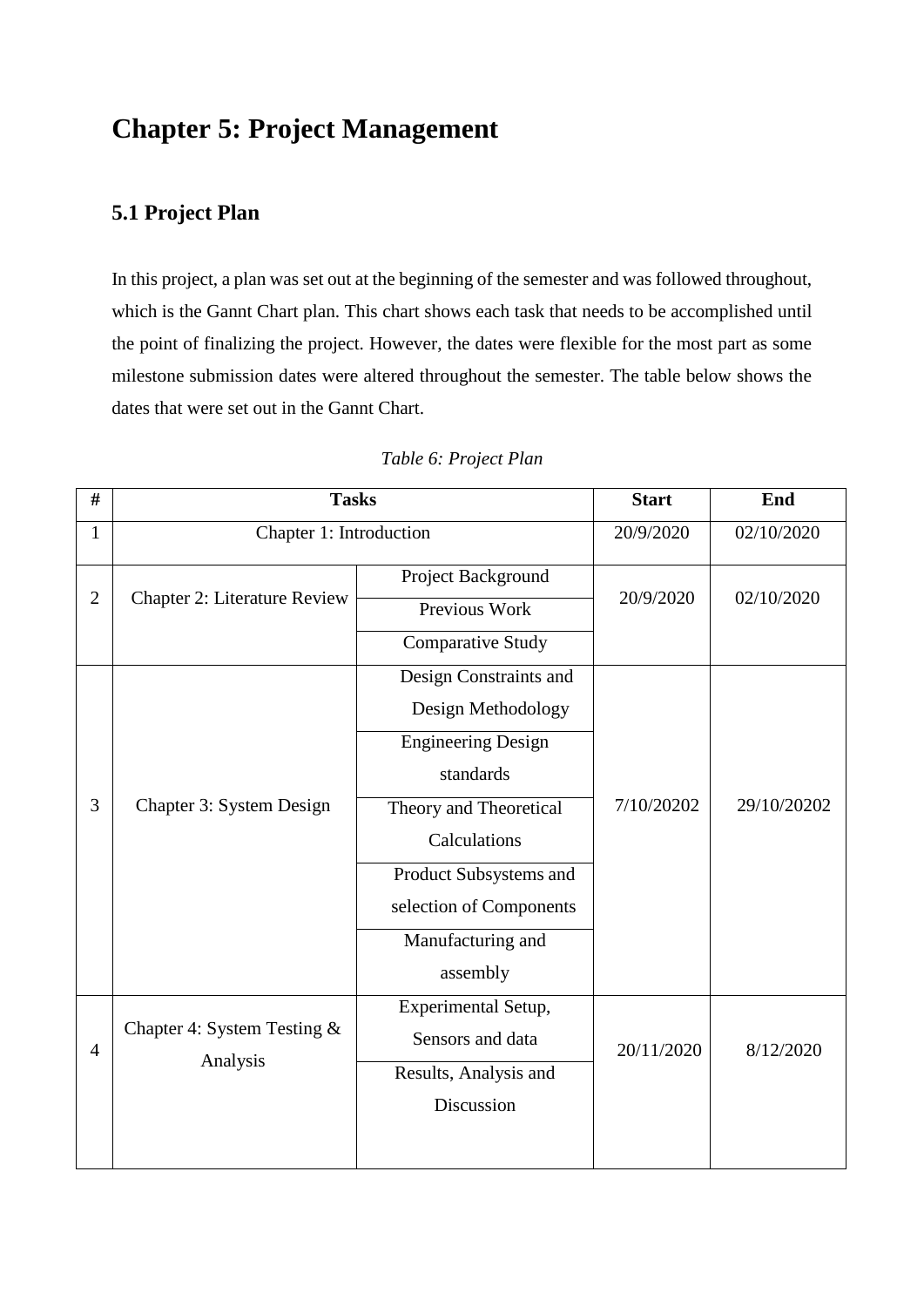# Chapter 5: Project Management

## 5.1 Project Plan

In this project, a plan was set out at the beginning of the semester and was followed throughout, which is the Gannt Chart plan. This chart shows each task that needs to be accomplished until the point of finalizing the project. However, the dates were flexible for the most part as some milestone submission dates were altered throughout the semester. The table below shows the dates that were set out in the Gannt Chart.

*Table 6: Project Plan*

| # | Tasks | | Start | End |
|---|---|---|---|---|
| 1 | Chapter 1: Introduction | | 20/9/2020 | 02/10/2020 |
| 2 | Chapter 2: Literature Review | Project Background | 20/9/2020 | 02/10/2020 |
| | | Previous Work | | |
| | | Comparative Study | | |
| 3 | Chapter 3: System Design | Design Constraints and Design Methodology | 7/10/20202 | 29/10/20202 |
| | | Engineering Design standards | | |
| | | Theory and Theoretical Calculations | | |
| | | Product Subsystems and selection of Components | | |
| | | Manufacturing and assembly | | |
| 4 | Chapter 4: System Testing & Analysis | Experimental Setup, Sensors and data | 20/11/2020 | 8/12/2020 |
| | | Results, Analysis and Discussion | | |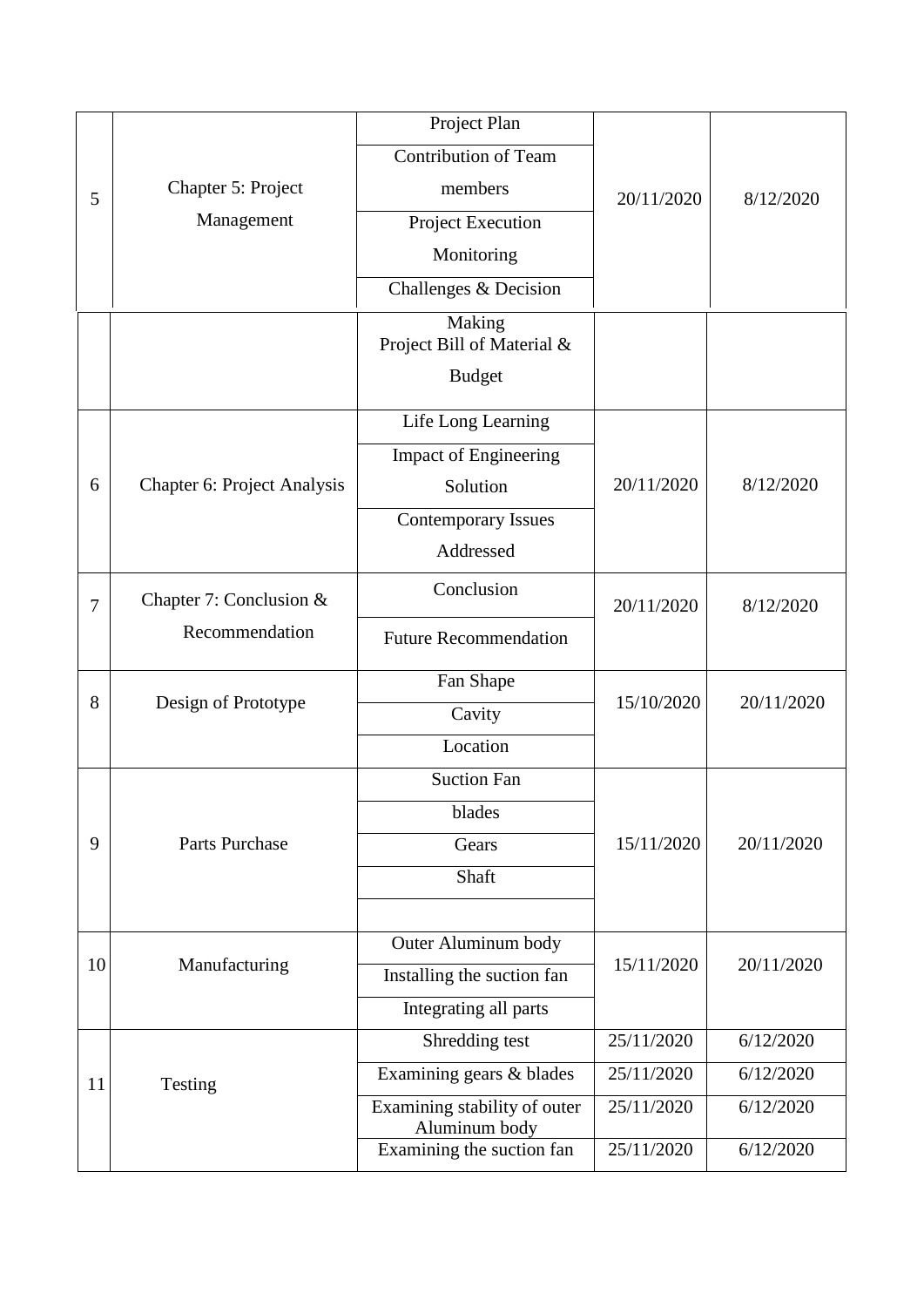| | | | | |
|---|---|---|---|---|
| 5 | Chapter 5: Project Management | Project Plan | 20/11/2020 | 8/12/2020 |
| | | Contribution of Team members | | |
| | | Project Execution Monitoring | | |
| | | Challenges & Decision Making | | |
| | | Project Bill of Material & Budget | | |
| 6 | Chapter 6: Project Analysis | Life Long Learning | 20/11/2020 | 8/12/2020 |
| | | Impact of Engineering Solution | | |
| | | Contemporary Issues Addressed | | |
| 7 | Chapter 7: Conclusion & Recommendation | Conclusion | 20/11/2020 | 8/12/2020 |
| | | Future Recommendation | | |
| 8 | Design of Prototype | Fan Shape | 15/10/2020 | 20/11/2020 |
| | | Cavity | | |
| | | Location | | |
| 9 | Parts Purchase | Suction Fan | 15/11/2020 | 20/11/2020 |
| | | blades | | |
| | | Gears | | |
| | | Shaft | | |
| | | | | |
| 10 | Manufacturing | Outer Aluminum body | 15/11/2020 | 20/11/2020 |
| | | Installing the suction fan | | |
| | | Integrating all parts | | |
| 11 | Testing | Shredding test | 25/11/2020 | 6/12/2020 |
| | | Examining gears & blades | 25/11/2020 | 6/12/2020 |
| | | Examining stability of outer Aluminum body | 25/11/2020 | 6/12/2020 |
| | | Examining the suction fan | 25/11/2020 | 6/12/2020 |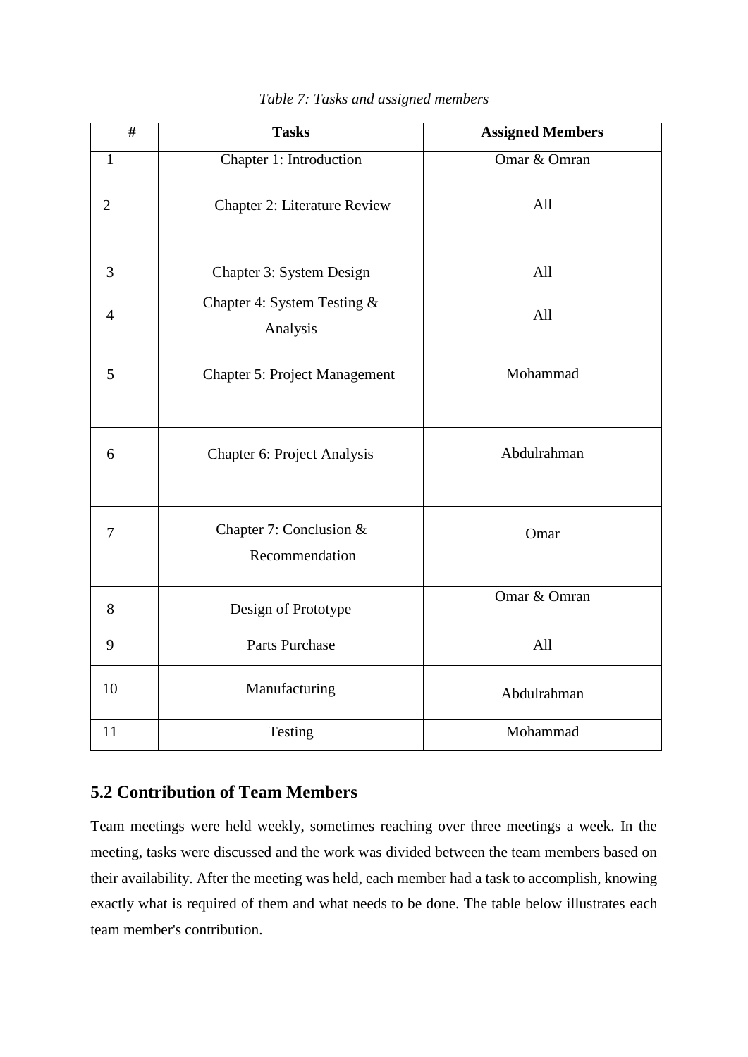*Table 7: Tasks and assigned members*

| # | Tasks | Assigned Members |
| --- | --- | --- |
| 1 | Chapter 1: Introduction | Omar & Omran |
| 2 | Chapter 2: Literature Review | All |
| 3 | Chapter 3: System Design | All |
| 4 | Chapter 4: System Testing & Analysis | All |
| 5 | Chapter 5: Project Management | Mohammad |
| 6 | Chapter 6: Project Analysis | Abdulrahman |
| 7 | Chapter 7: Conclusion & Recommendation | Omar |
| 8 | Design of Prototype | Omar & Omran |
| 9 | Parts Purchase | All |
| 10 | Manufacturing | Abdulrahman |
| 11 | Testing | Mohammad |

## 5.2 Contribution of Team Members

Team meetings were held weekly, sometimes reaching over three meetings a week. In the meeting, tasks were discussed and the work was divided between the team members based on their availability. After the meeting was held, each member had a task to accomplish, knowing exactly what is required of them and what needs to be done. The table below illustrates each team member's contribution.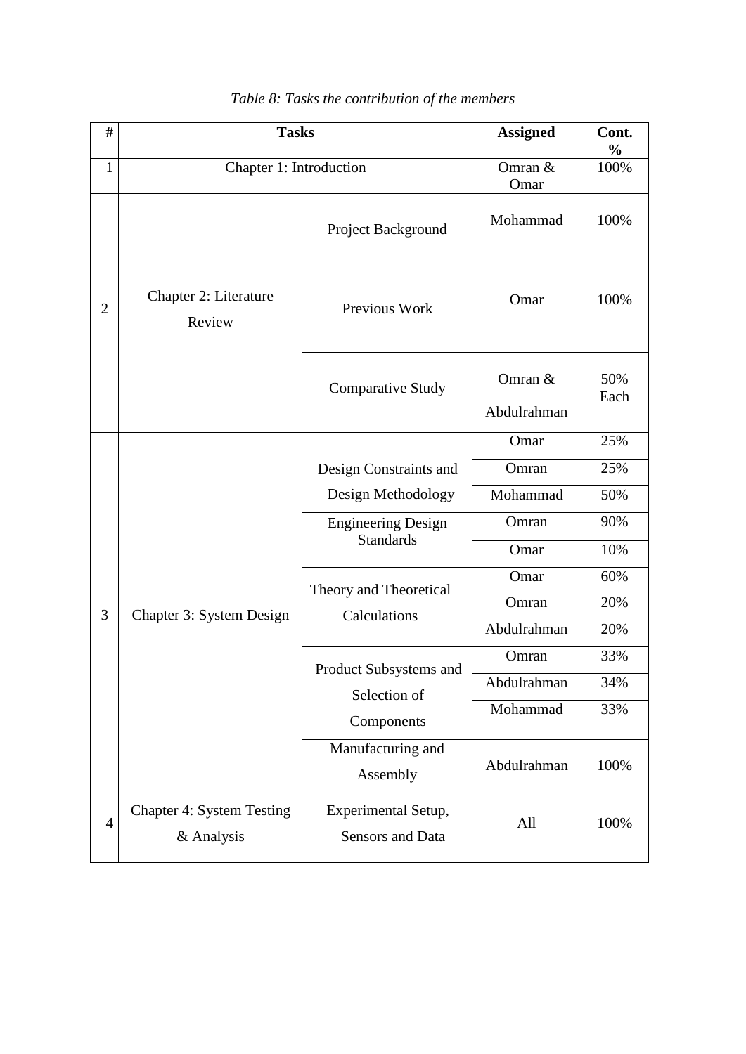*Table 8: Tasks the contribution of the members*

| # | Tasks | | Assigned | Cont. % |
|---|---|---|---|---|
| 1 | Chapter 1: Introduction | | Omran & Omar | 100% |
| 2 | Chapter 2: Literature Review | Project Background | Mohammad | 100% |
| | | Previous Work | Omar | 100% |
| | | Comparative Study | Omran & Abdulrahman | 50% Each |
| 3 | Chapter 3: System Design | Design Constraints and Design Methodology | Omar | 25% |
| | | | Omran | 25% |
| | | | Mohammad | 50% |
| | | Engineering Design Standards | Omran | 90% |
| | | | Omar | 10% |
| | | Theory and Theoretical Calculations | Omar | 60% |
| | | | Omran | 20% |
| | | | Abdulrahman | 20% |
| | | Product Subsystems and Selection of Components | Omran | 33% |
| | | | Abdulrahman | 34% |
| | | | Mohammad | 33% |
| | | Manufacturing and Assembly | Abdulrahman | 100% |
| 4 | Chapter 4: System Testing & Analysis | Experimental Setup, Sensors and Data | All | 100% |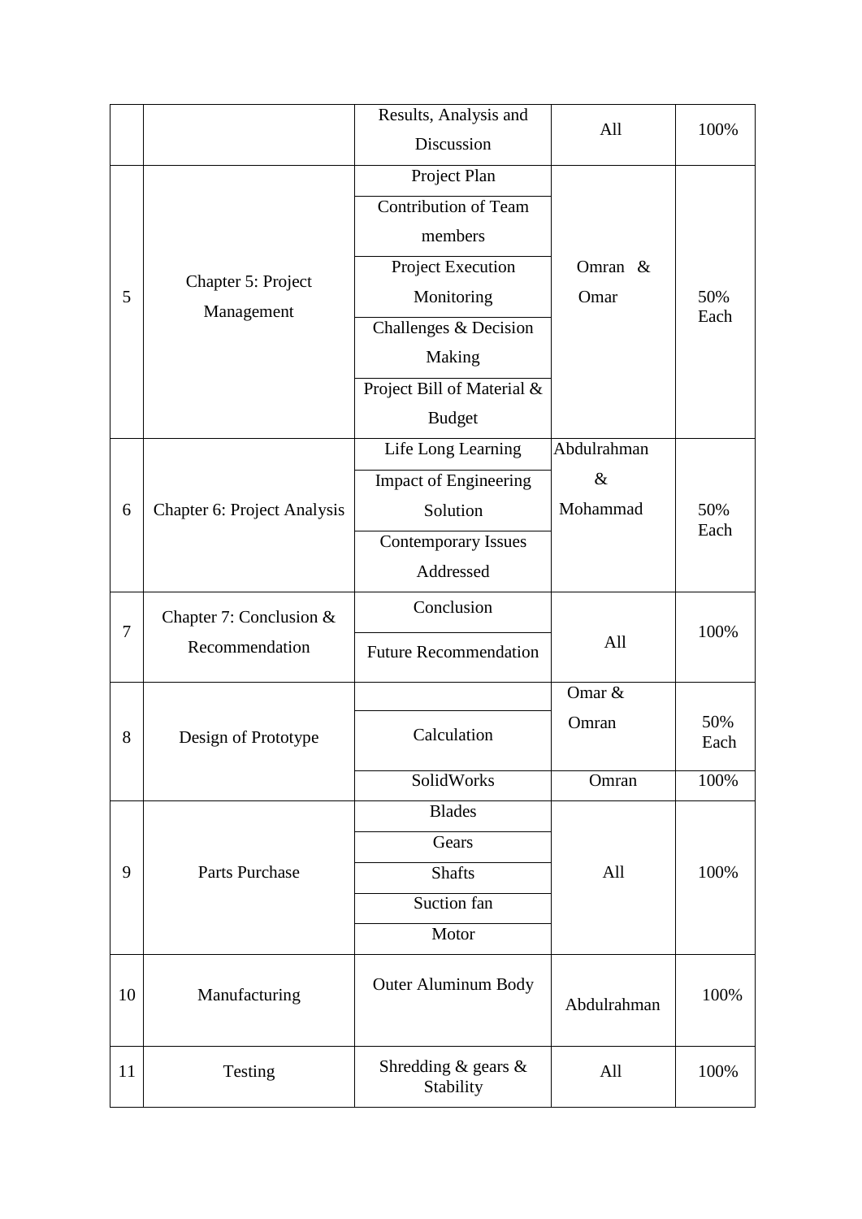| | | | | |
|---|---|---|---|---|
| | | Results, Analysis and Discussion | All | 100% |
| 5 | Chapter 5: Project Management | Project Plan | Omran & Omar | 50% Each |
| | | Contribution of Team members | | |
| | | Project Execution Monitoring | | |
| | | Challenges & Decision Making | | |
| | | Project Bill of Material & Budget | | |
| 6 | Chapter 6: Project Analysis | Life Long Learning | Abdulrahman & Mohammad | 50% Each |
| | | Impact of Engineering Solution | | |
| | | Contemporary Issues Addressed | | |
| 7 | Chapter 7: Conclusion & Recommendation | Conclusion | All | 100% |
| | | Future Recommendation | | |
| 8 | Design of Prototype | | Omar & Omran | 50% Each |
| | | Calculation | | |
| | | SolidWorks | Omran | 100% |
| 9 | Parts Purchase | Blades | All | 100% |
| | | Gears | | |
| | | Shafts | | |
| | | Suction fan | | |
| | | Motor | | |
| 10 | Manufacturing | Outer Aluminum Body | Abdulrahman | 100% |
| 11 | Testing | Shredding & gears & Stability | All | 100% |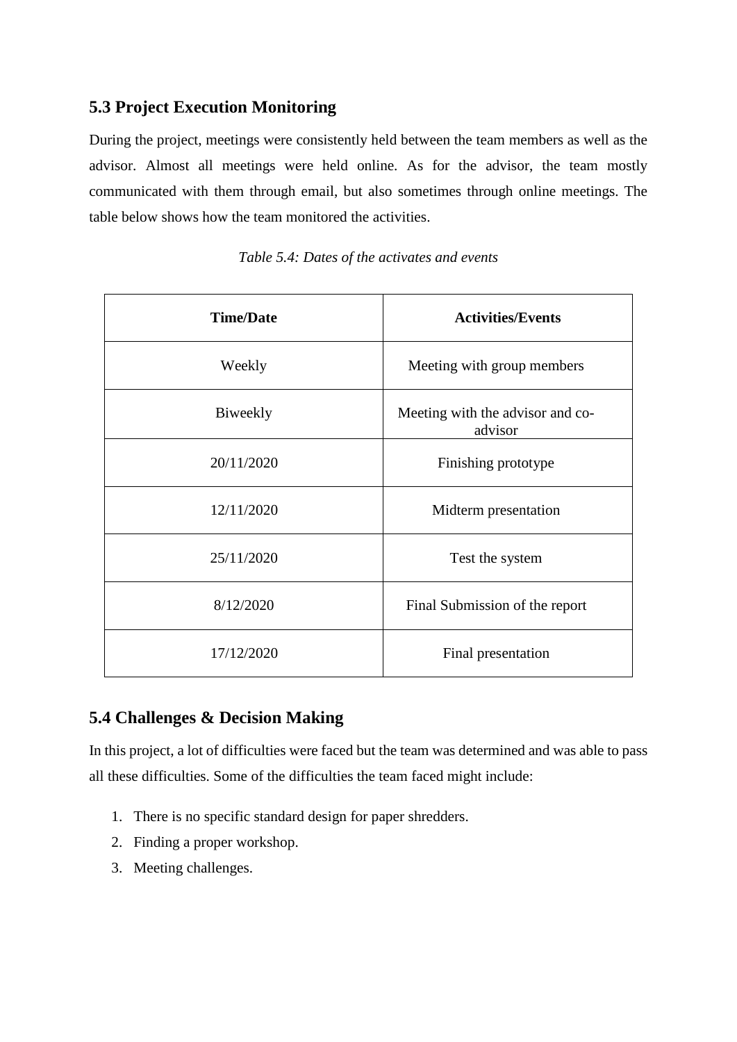## 5.3 Project Execution Monitoring

During the project, meetings were consistently held between the team members as well as the advisor. Almost all meetings were held online. As for the advisor, the team mostly communicated with them through email, but also sometimes through online meetings. The table below shows how the team monitored the activities.

*Table 5.4: Dates of the activates and events*

| Time/Date | Activities/Events |
|---|---|
| Weekly | Meeting with group members |
| Biweekly | Meeting with the advisor and co-advisor |
| 20/11/2020 | Finishing prototype |
| 12/11/2020 | Midterm presentation |
| 25/11/2020 | Test the system |
| 8/12/2020 | Final Submission of the report |
| 17/12/2020 | Final presentation |

## 5.4 Challenges & Decision Making

In this project, a lot of difficulties were faced but the team was determined and was able to pass all these difficulties. Some of the difficulties the team faced might include:

1. There is no specific standard design for paper shredders.
2. Finding a proper workshop.
3. Meeting challenges.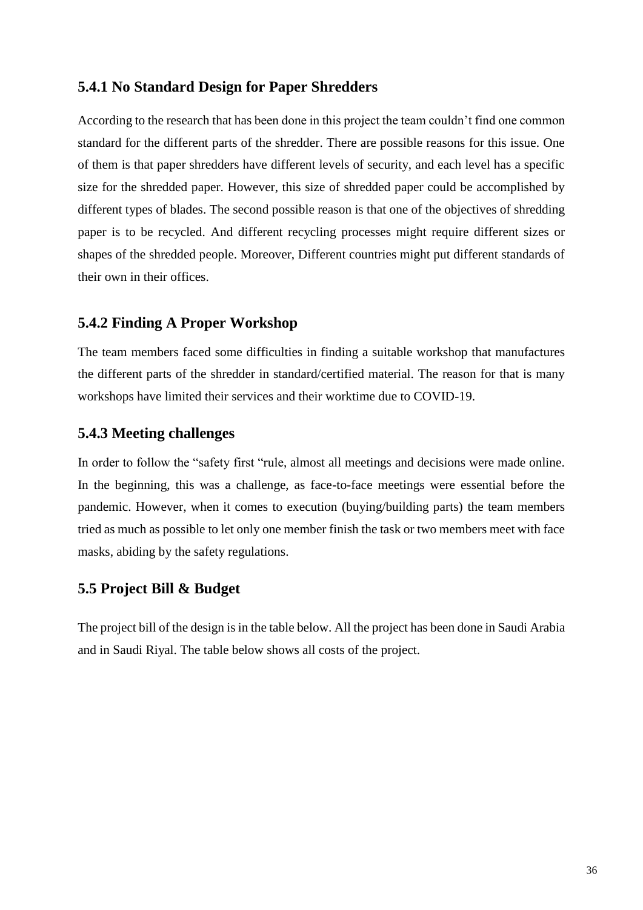### 5.4.1 No Standard Design for Paper Shredders

According to the research that has been done in this project the team couldn't find one common standard for the different parts of the shredder. There are possible reasons for this issue. One of them is that paper shredders have different levels of security, and each level has a specific size for the shredded paper. However, this size of shredded paper could be accomplished by different types of blades. The second possible reason is that one of the objectives of shredding paper is to be recycled. And different recycling processes might require different sizes or shapes of the shredded people. Moreover, Different countries might put different standards of their own in their offices.

### 5.4.2 Finding A Proper Workshop

The team members faced some difficulties in finding a suitable workshop that manufactures the different parts of the shredder in standard/certified material. The reason for that is many workshops have limited their services and their worktime due to COVID-19.

### 5.4.3 Meeting challenges

In order to follow the "safety first "rule, almost all meetings and decisions were made online. In the beginning, this was a challenge, as face-to-face meetings were essential before the pandemic. However, when it comes to execution (buying/building parts) the team members tried as much as possible to let only one member finish the task or two members meet with face masks, abiding by the safety regulations.

## 5.5 Project Bill & Budget

The project bill of the design is in the table below. All the project has been done in Saudi Arabia and in Saudi Riyal. The table below shows all costs of the project.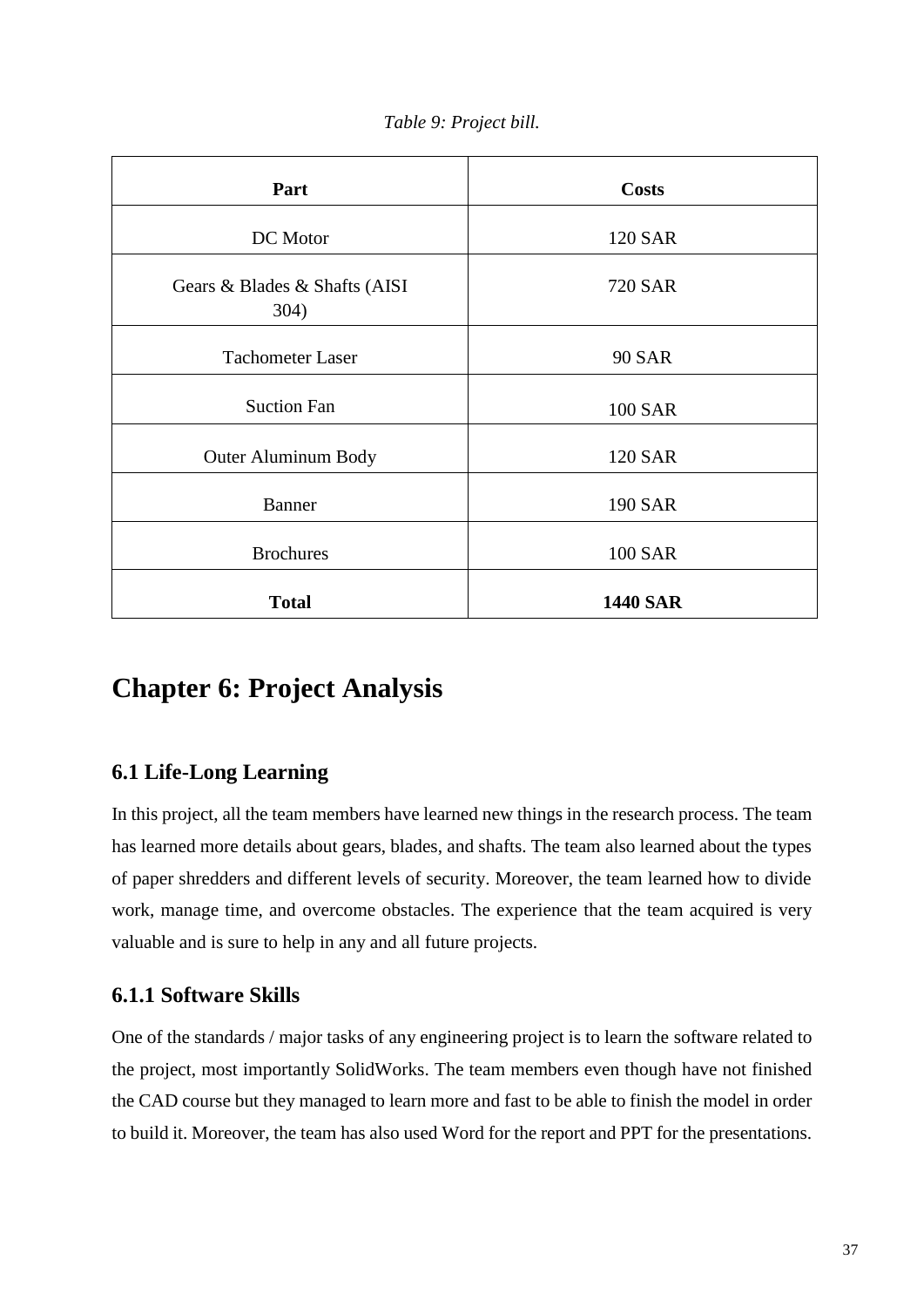*Table 9: Project bill.*

| Part | Costs |
|---|---|
| DC Motor | 120 SAR |
| Gears & Blades & Shafts (AISI 304) | 720 SAR |
| Tachometer Laser | 90 SAR |
| Suction Fan | 100 SAR |
| Outer Aluminum Body | 120 SAR |
| Banner | 190 SAR |
| Brochures | 100 SAR |
| **Total** | **1440 SAR** |

# Chapter 6: Project Analysis

## 6.1 Life-Long Learning

In this project, all the team members have learned new things in the research process. The team has learned more details about gears, blades, and shafts. The team also learned about the types of paper shredders and different levels of security. Moreover, the team learned how to divide work, manage time, and overcome obstacles. The experience that the team acquired is very valuable and is sure to help in any and all future projects.

### 6.1.1 Software Skills

One of the standards / major tasks of any engineering project is to learn the software related to the project, most importantly SolidWorks. The team members even though have not finished the CAD course but they managed to learn more and fast to be able to finish the model in order to build it. Moreover, the team has also used Word for the report and PPT for the presentations.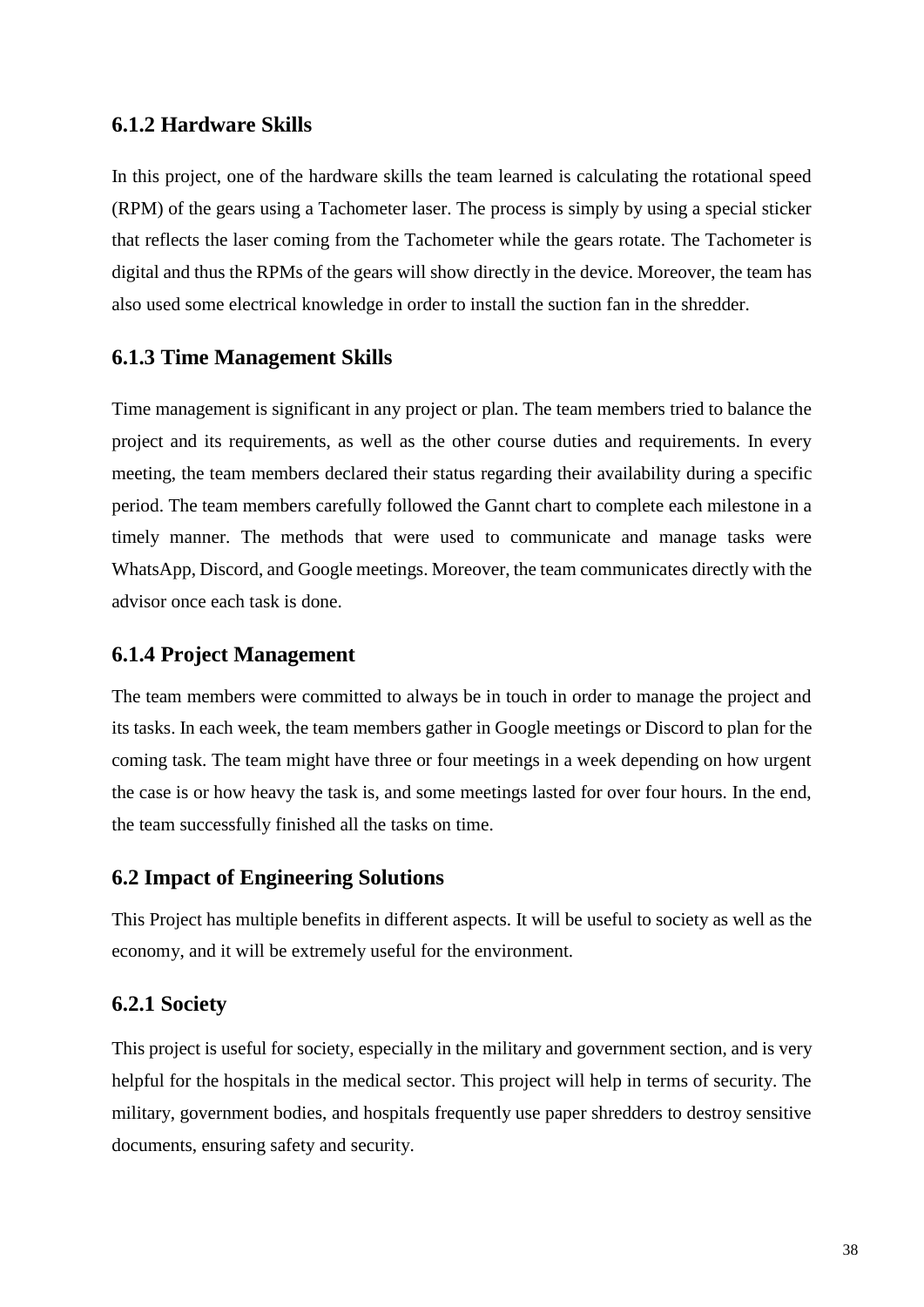### 6.1.2 Hardware Skills

In this project, one of the hardware skills the team learned is calculating the rotational speed (RPM) of the gears using a Tachometer laser. The process is simply by using a special sticker that reflects the laser coming from the Tachometer while the gears rotate. The Tachometer is digital and thus the RPMs of the gears will show directly in the device. Moreover, the team has also used some electrical knowledge in order to install the suction fan in the shredder.

### 6.1.3 Time Management Skills

Time management is significant in any project or plan. The team members tried to balance the project and its requirements, as well as the other course duties and requirements. In every meeting, the team members declared their status regarding their availability during a specific period. The team members carefully followed the Gannt chart to complete each milestone in a timely manner. The methods that were used to communicate and manage tasks were WhatsApp, Discord, and Google meetings. Moreover, the team communicates directly with the advisor once each task is done.

### 6.1.4 Project Management

The team members were committed to always be in touch in order to manage the project and its tasks. In each week, the team members gather in Google meetings or Discord to plan for the coming task. The team might have three or four meetings in a week depending on how urgent the case is or how heavy the task is, and some meetings lasted for over four hours. In the end, the team successfully finished all the tasks on time.

## 6.2 Impact of Engineering Solutions

This Project has multiple benefits in different aspects. It will be useful to society as well as the economy, and it will be extremely useful for the environment.

### 6.2.1 Society

This project is useful for society, especially in the military and government section, and is very helpful for the hospitals in the medical sector. This project will help in terms of security. The military, government bodies, and hospitals frequently use paper shredders to destroy sensitive documents, ensuring safety and security.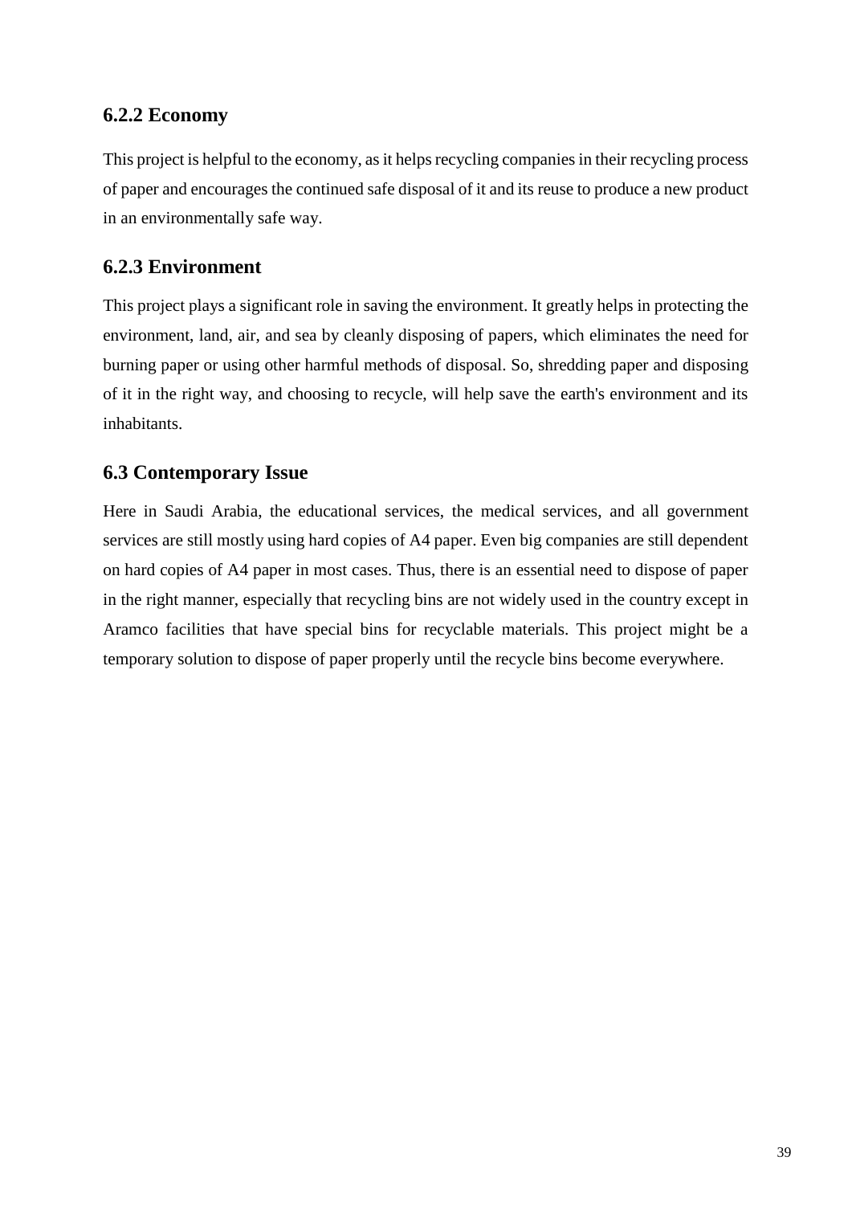### 6.2.2 Economy

This project is helpful to the economy, as it helps recycling companies in their recycling process of paper and encourages the continued safe disposal of it and its reuse to produce a new product in an environmentally safe way.

### 6.2.3 Environment

This project plays a significant role in saving the environment. It greatly helps in protecting the environment, land, air, and sea by cleanly disposing of papers, which eliminates the need for burning paper or using other harmful methods of disposal. So, shredding paper and disposing of it in the right way, and choosing to recycle, will help save the earth's environment and its inhabitants.

## 6.3 Contemporary Issue

Here in Saudi Arabia, the educational services, the medical services, and all government services are still mostly using hard copies of A4 paper. Even big companies are still dependent on hard copies of A4 paper in most cases. Thus, there is an essential need to dispose of paper in the right manner, especially that recycling bins are not widely used in the country except in Aramco facilities that have special bins for recyclable materials. This project might be a temporary solution to dispose of paper properly until the recycle bins become everywhere.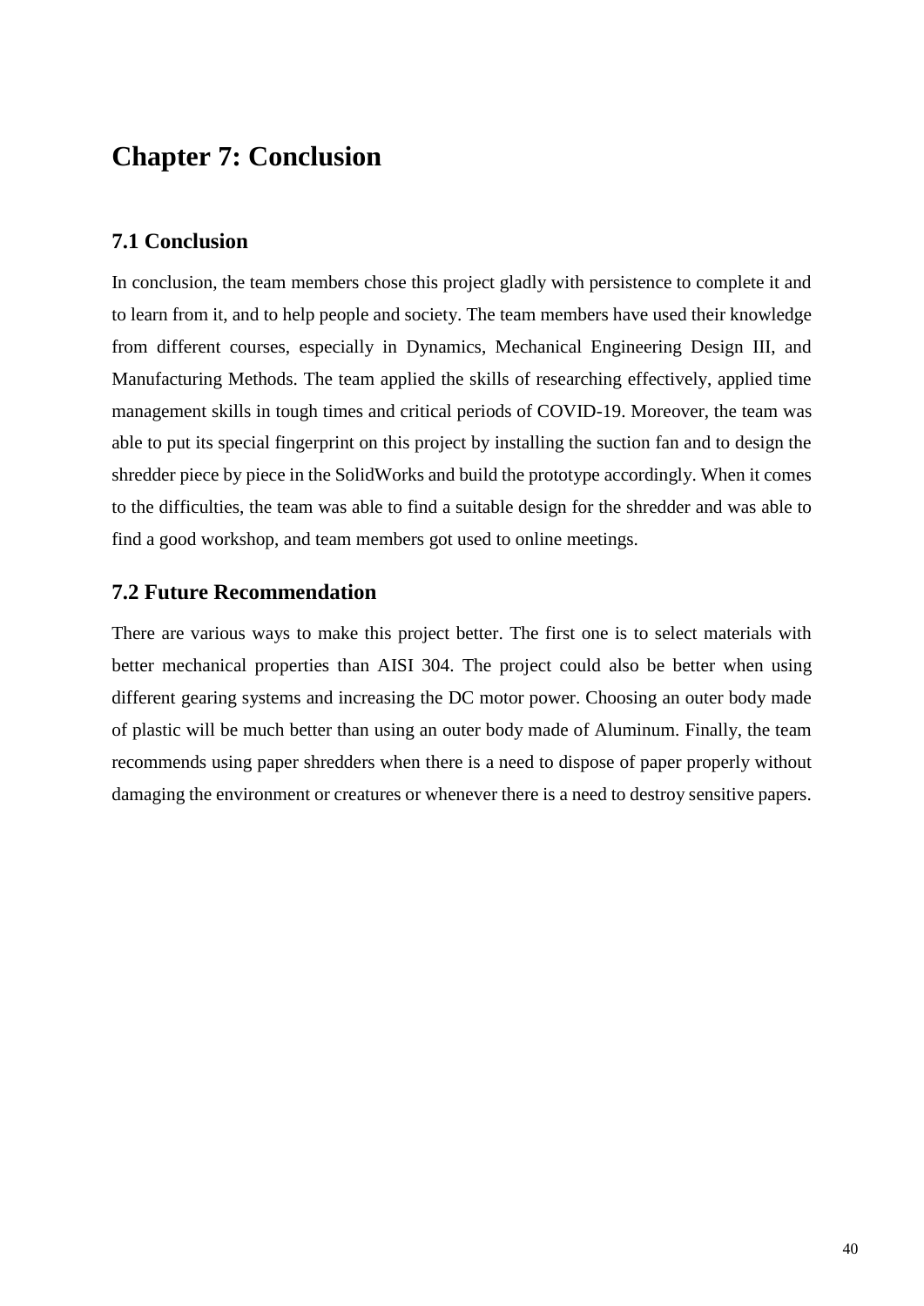# Chapter 7: Conclusion

## 7.1 Conclusion

In conclusion, the team members chose this project gladly with persistence to complete it and to learn from it, and to help people and society. The team members have used their knowledge from different courses, especially in Dynamics, Mechanical Engineering Design III, and Manufacturing Methods. The team applied the skills of researching effectively, applied time management skills in tough times and critical periods of COVID-19. Moreover, the team was able to put its special fingerprint on this project by installing the suction fan and to design the shredder piece by piece in the SolidWorks and build the prototype accordingly. When it comes to the difficulties, the team was able to find a suitable design for the shredder and was able to find a good workshop, and team members got used to online meetings.

## 7.2 Future Recommendation

There are various ways to make this project better. The first one is to select materials with better mechanical properties than AISI 304. The project could also be better when using different gearing systems and increasing the DC motor power. Choosing an outer body made of plastic will be much better than using an outer body made of Aluminum. Finally, the team recommends using paper shredders when there is a need to dispose of paper properly without damaging the environment or creatures or whenever there is a need to destroy sensitive papers.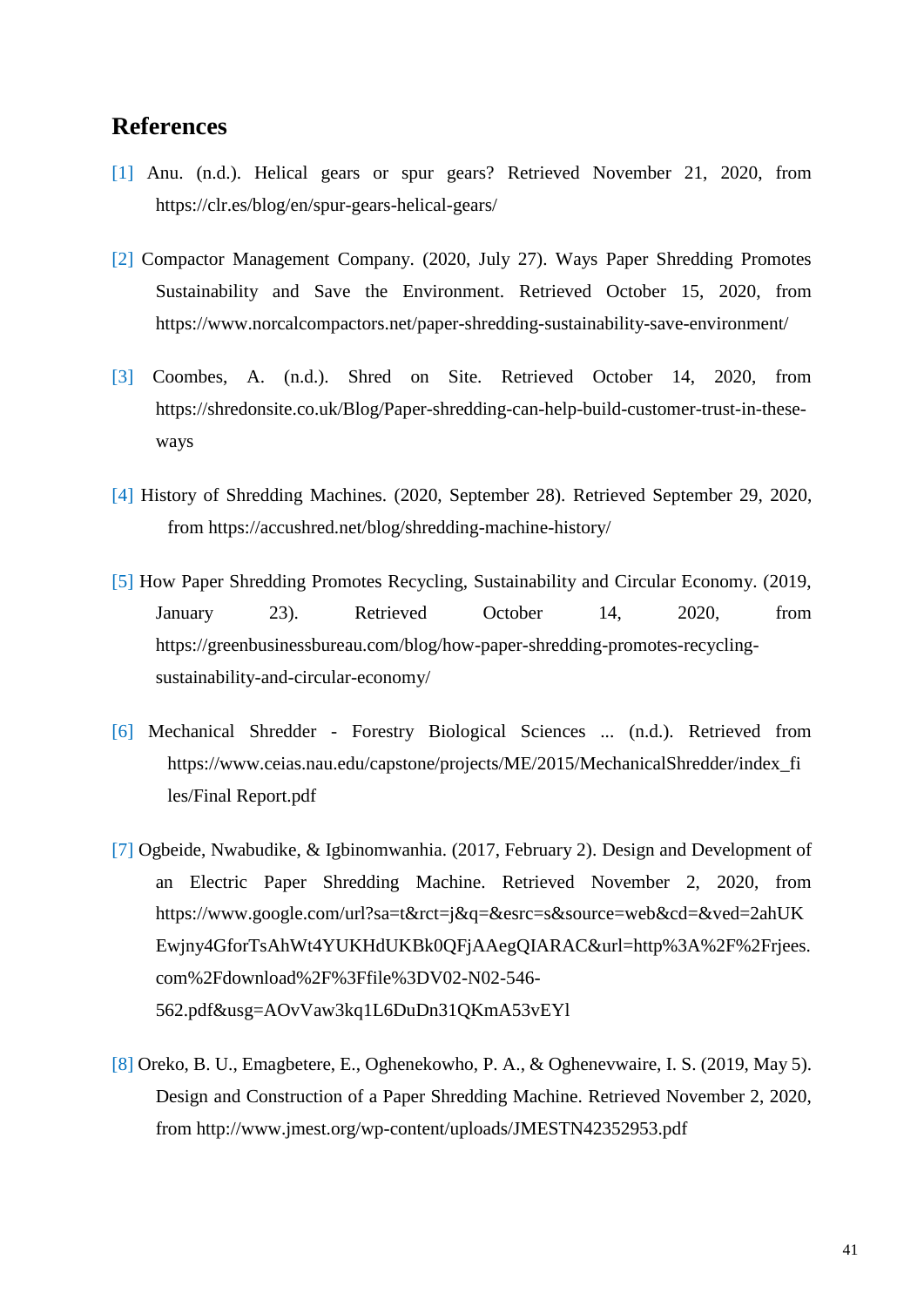# References

[1] Anu. (n.d.). Helical gears or spur gears? Retrieved November 21, 2020, from https://clr.es/blog/en/spur-gears-helical-gears/

[2] Compactor Management Company. (2020, July 27). Ways Paper Shredding Promotes Sustainability and Save the Environment. Retrieved October 15, 2020, from https://www.norcalcompactors.net/paper-shredding-sustainability-save-environment/

[3] Coombes, A. (n.d.). Shred on Site. Retrieved October 14, 2020, from https://shredonsite.co.uk/Blog/Paper-shredding-can-help-build-customer-trust-in-these-ways

[4] History of Shredding Machines. (2020, September 28). Retrieved September 29, 2020, from https://accushred.net/blog/shredding-machine-history/

[5] How Paper Shredding Promotes Recycling, Sustainability and Circular Economy. (2019, January 23). Retrieved October 14, 2020, from https://greenbusinessbureau.com/blog/how-paper-shredding-promotes-recycling-sustainability-and-circular-economy/

[6] Mechanical Shredder - Forestry Biological Sciences ... (n.d.). Retrieved from https://www.ceias.nau.edu/capstone/projects/ME/2015/MechanicalShredder/index_files/Final Report.pdf

[7] Ogbeide, Nwabudike, & Igbinomwanhia. (2017, February 2). Design and Development of an Electric Paper Shredding Machine. Retrieved November 2, 2020, from https://www.google.com/url?sa=t&rct=j&q=&esrc=s&source=web&cd=&ved=2ahUKEwjny4GforTsAhWt4YUKHdUKBk0QFjAAegQIARAC&url=http%3A%2F%2Frjees.com%2Fdownload%2F%3Ffile%3DV02-N02-546-562.pdf&usg=AOvVaw3kq1L6DuDn31QKmA53vEYl

[8] Oreko, B. U., Emagbetere, E., Oghenekowho, P. A., & Oghenevwaire, I. S. (2019, May 5). Design and Construction of a Paper Shredding Machine. Retrieved November 2, 2020, from http://www.jmest.org/wp-content/uploads/JMESTN42352953.pdf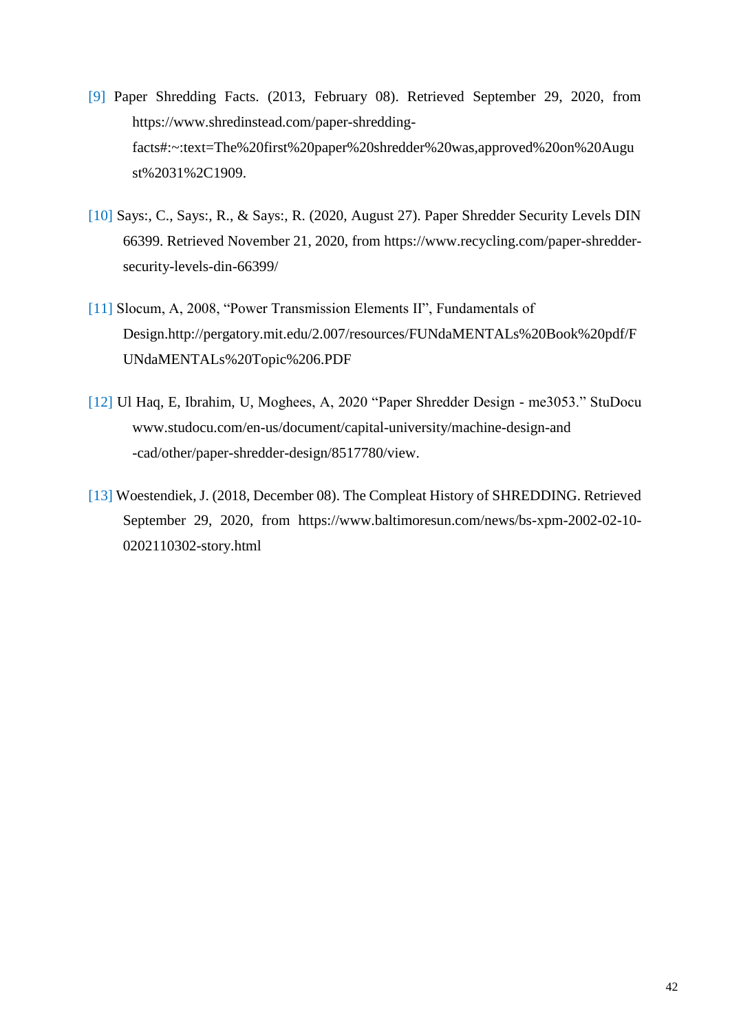[9] Paper Shredding Facts. (2013, February 08). Retrieved September 29, 2020, from https://www.shredinstead.com/paper-shredding-facts#:~:text=The%20first%20paper%20shredder%20was,approved%20on%20August%2031%2C1909.

[10] Says:, C., Says:, R., & Says:, R. (2020, August 27). Paper Shredder Security Levels DIN 66399. Retrieved November 21, 2020, from https://www.recycling.com/paper-shredder-security-levels-din-66399/

[11] Slocum, A, 2008, “Power Transmission Elements II”, Fundamentals of Design.http://pergatory.mit.edu/2.007/resources/FUNdaMENTALs%20Book%20pdf/FUNdaMENTALs%20Topic%206.PDF

[12] Ul Haq, E, Ibrahim, U, Moghees, A, 2020 “Paper Shredder Design - me3053.” StuDocu www.studocu.com/en-us/document/capital-university/machine-design-and-cad/other/paper-shredder-design/8517780/view.

[13] Woestendiek, J. (2018, December 08). The Compleat History of SHREDDING. Retrieved September 29, 2020, from https://www.baltimoresun.com/news/bs-xpm-2002-02-10-0202110302-story.html